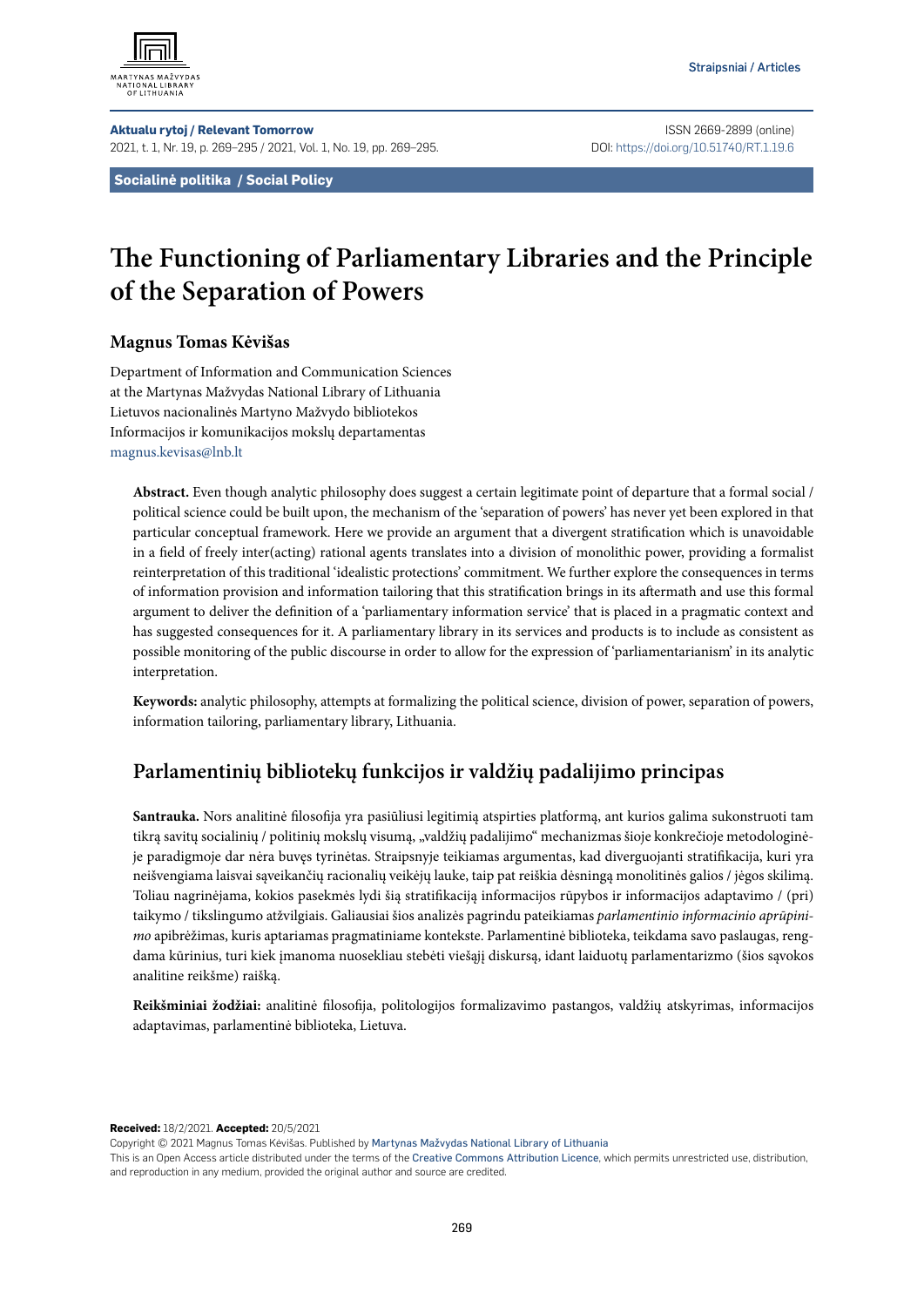Straipsniai / Articles

**Aktualu rytoj / Relevant Tomorrow**
2021, t. 1, Nr. 19, p. 269–295 / 2021, Vol. 1, No. 19, pp. 269–295.

ISSN 2669-2899 (online)
DOI: https://doi.org/10.51740/RT.1.19.6

**Socialinė politika / Social Policy**

# The Functioning of Parliamentary Libraries and the Principle of the Separation of Powers

**Magnus Tomas Kėvišas**

Department of Information and Communication Sciences
at the Martynas Mažvydas National Library of Lithuania
Lietuvos nacionalinės Martyno Mažvydo bibliotekos
Informacijos ir komunikacijos mokslų departamentas
magnus.kevisas@lnb.lt

**Abstract.** Even though analytic philosophy does suggest a certain legitimate point of departure that a formal social / political science could be built upon, the mechanism of the 'separation of powers' has never yet been explored in that particular conceptual framework. Here we provide an argument that a divergent stratification which is unavoidable in a field of freely inter(acting) rational agents translates into a division of monolithic power, providing a formalist reinterpretation of this traditional 'idealistic protections' commitment. We further explore the consequences in terms of information provision and information tailoring that this stratification brings in its aftermath and use this formal argument to deliver the definition of a 'parliamentary information service' that is placed in a pragmatic context and has suggested consequences for it. A parliamentary library in its services and products is to include as consistent as possible monitoring of the public discourse in order to allow for the expression of 'parliamentarianism' in its analytic interpretation.

**Keywords:** analytic philosophy, attempts at formalizing the political science, division of power, separation of powers, information tailoring, parliamentary library, Lithuania.

## Parlamentinių bibliotekų funkcijos ir valdžių padalijimo principas

**Santrauka.** Nors analitinė filosofija yra pasiūliusi legitimią atspirties platformą, ant kurios galima sukonstruoti tam tikrą savitų socialinių / politinių mokslų visumą, „valdžių padalijimo" mechanizmas šioje konkrečioje metodologinėje paradigmoje dar nėra buvęs tyrinėtas. Straipsnyje teikiamas argumentas, kad diverguojanti stratifikacija, kuri yra neišvengiama laisvai sąveikančių racionalių veikėjų lauke, taip pat reiškia dėsningą monolitinės galios / jėgos skilimą. Toliau nagrinėjama, kokios pasekmės lydi šią stratifikaciją informacijos rūpybos ir informacijos adaptavimo / (pri)taikymo / tikslingumo atžvilgiais. Galiausiai šios analizės pagrindu pateikiamas *parlamentinio informacinio aprūpinimo* apibrėžimas, kuris aptariamas pragmatiniame kontekste. Parlamentinė biblioteka, teikdama savo paslaugas, rengdama kūrinius, turi kiek įmanoma nuosekliau stebėti viešąjį diskursą, idant laiduotų parlamentarizmo (šios sąvokos analitine reikšme) raišką.

**Reikšminiai žodžiai:** analitinė filosofija, politologijos formalizavimo pastangos, valdžių atskyrimas, informacijos adaptavimas, parlamentinė biblioteka, Lietuva.

**Received:** 18/2/2021. **Accepted:** 20/5/2021
Copyright © 2021 Magnus Tomas Kėvišas. Published by Martynas Mažvydas National Library of Lithuania
This is an Open Access article distributed under the terms of the Creative Commons Attribution Licence, which permits unrestricted use, distribution, and reproduction in any medium, provided the original author and source are credited.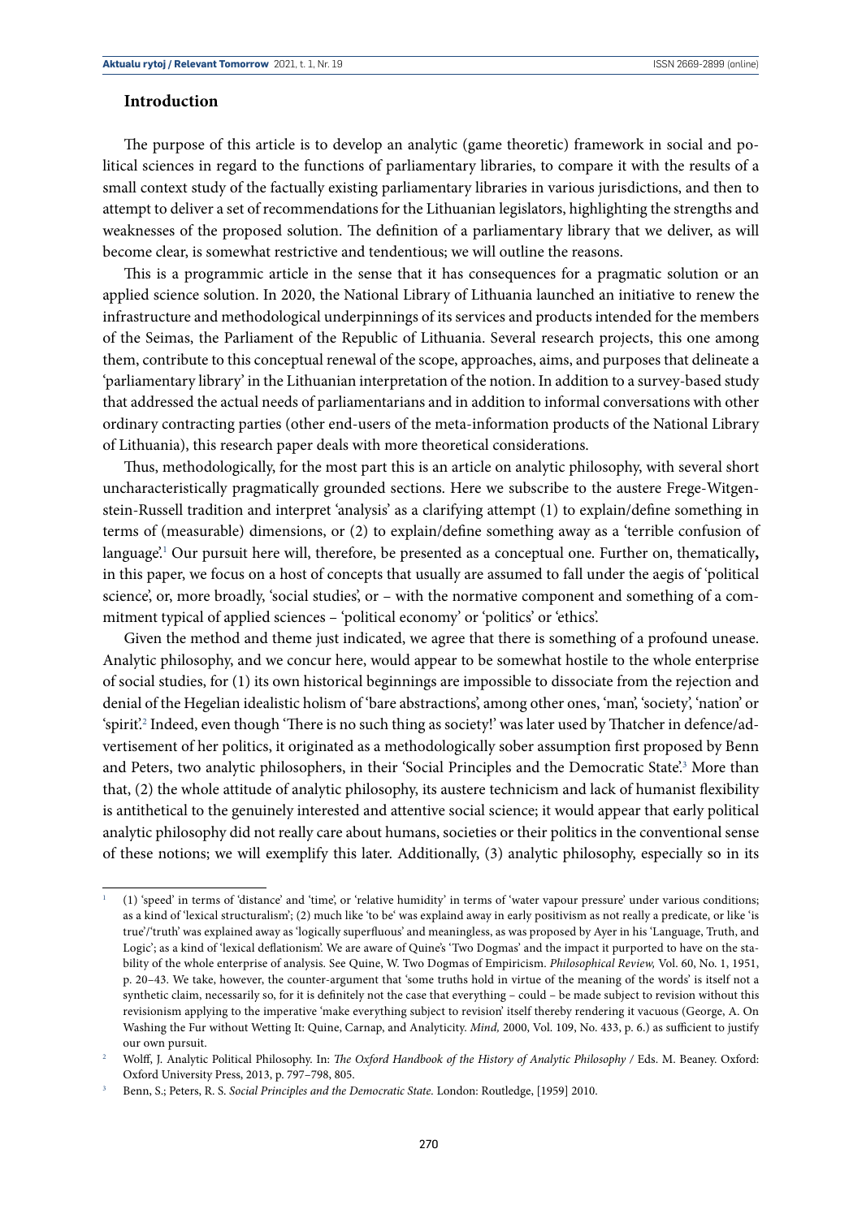## Introduction

The purpose of this article is to develop an analytic (game theoretic) framework in social and political sciences in regard to the functions of parliamentary libraries, to compare it with the results of a small context study of the factually existing parliamentary libraries in various jurisdictions, and then to attempt to deliver a set of recommendations for the Lithuanian legislators, highlighting the strengths and weaknesses of the proposed solution. The definition of a parliamentary library that we deliver, as will become clear, is somewhat restrictive and tendentious; we will outline the reasons.

This is a programmic article in the sense that it has consequences for a pragmatic solution or an applied science solution. In 2020, the National Library of Lithuania launched an initiative to renew the infrastructure and methodological underpinnings of its services and products intended for the members of the Seimas, the Parliament of the Republic of Lithuania. Several research projects, this one among them, contribute to this conceptual renewal of the scope, approaches, aims, and purposes that delineate a 'parliamentary library' in the Lithuanian interpretation of the notion. In addition to a survey-based study that addressed the actual needs of parliamentarians and in addition to informal conversations with other ordinary contracting parties (other end-users of the meta-information products of the National Library of Lithuania), this research paper deals with more theoretical considerations.

Thus, methodologically, for the most part this is an article on analytic philosophy, with several short uncharacteristically pragmatically grounded sections. Here we subscribe to the austere Frege-Witgenstein-Russell tradition and interpret 'analysis' as a clarifying attempt (1) to explain/define something in terms of (measurable) dimensions, or (2) to explain/define something away as a 'terrible confusion of language'.[1] Our pursuit here will, therefore, be presented as a conceptual one. Further on, thematically**,** in this paper, we focus on a host of concepts that usually are assumed to fall under the aegis of 'political science', or, more broadly, 'social studies', or – with the normative component and something of a commitment typical of applied sciences – 'political economy' or 'politics' or 'ethics'.

Given the method and theme just indicated, we agree that there is something of a profound unease. Analytic philosophy, and we concur here, would appear to be somewhat hostile to the whole enterprise of social studies, for (1) its own historical beginnings are impossible to dissociate from the rejection and denial of the Hegelian idealistic holism of 'bare abstractions', among other ones, 'man', 'society', 'nation' or 'spirit'.[2] Indeed, even though 'There is no such thing as society!' was later used by Thatcher in defence/advertisement of her politics, it originated as a methodologically sober assumption first proposed by Benn and Peters, two analytic philosophers, in their 'Social Principles and the Democratic State'.[3] More than that, (2) the whole attitude of analytic philosophy, its austere technicism and lack of humanist flexibility is antithetical to the genuinely interested and attentive social science; it would appear that early political analytic philosophy did not really care about humans, societies or their politics in the conventional sense of these notions; we will exemplify this later. Additionally, (3) analytic philosophy, especially so in its

---

[1] (1) 'speed' in terms of 'distance' and 'time', or 'relative humidity' in terms of 'water vapour pressure' under various conditions; as a kind of 'lexical structuralism'; (2) much like 'to be' was explaind away in early positivism as not really a predicate, or like 'is true'/'truth' was explained away as 'logically superfluous' and meaningless, as was proposed by Ayer in his 'Language, Truth, and Logic'; as a kind of 'lexical deflationism'. We are aware of Quine's 'Two Dogmas' and the impact it purported to have on the stability of the whole enterprise of analysis. See Quine, W. Two Dogmas of Empiricism. *Philosophical Review,* Vol. 60, No. 1, 1951, p. 20–43. We take, however, the counter-argument that 'some truths hold in virtue of the meaning of the words' is itself not a synthetic claim, necessarily so, for it is definitely not the case that everything – could – be made subject to revision without this revisionism applying to the imperative 'make everything subject to revision' itself thereby rendering it vacuous (George, A. On Washing the Fur without Wetting It: Quine, Carnap, and Analyticity. *Mind,* 2000, Vol. 109, No. 433, p. 6.) as sufficient to justify our own pursuit.

[2] Wolff, J. Analytic Political Philosophy. In: *The Oxford Handbook of the History of Analytic Philosophy* / Eds. M. Beaney. Oxford: Oxford University Press, 2013, p. 797–798, 805.

[3] Benn, S.; Peters, R. S. *Social Principles and the Democratic State.* London: Routledge, [1959] 2010.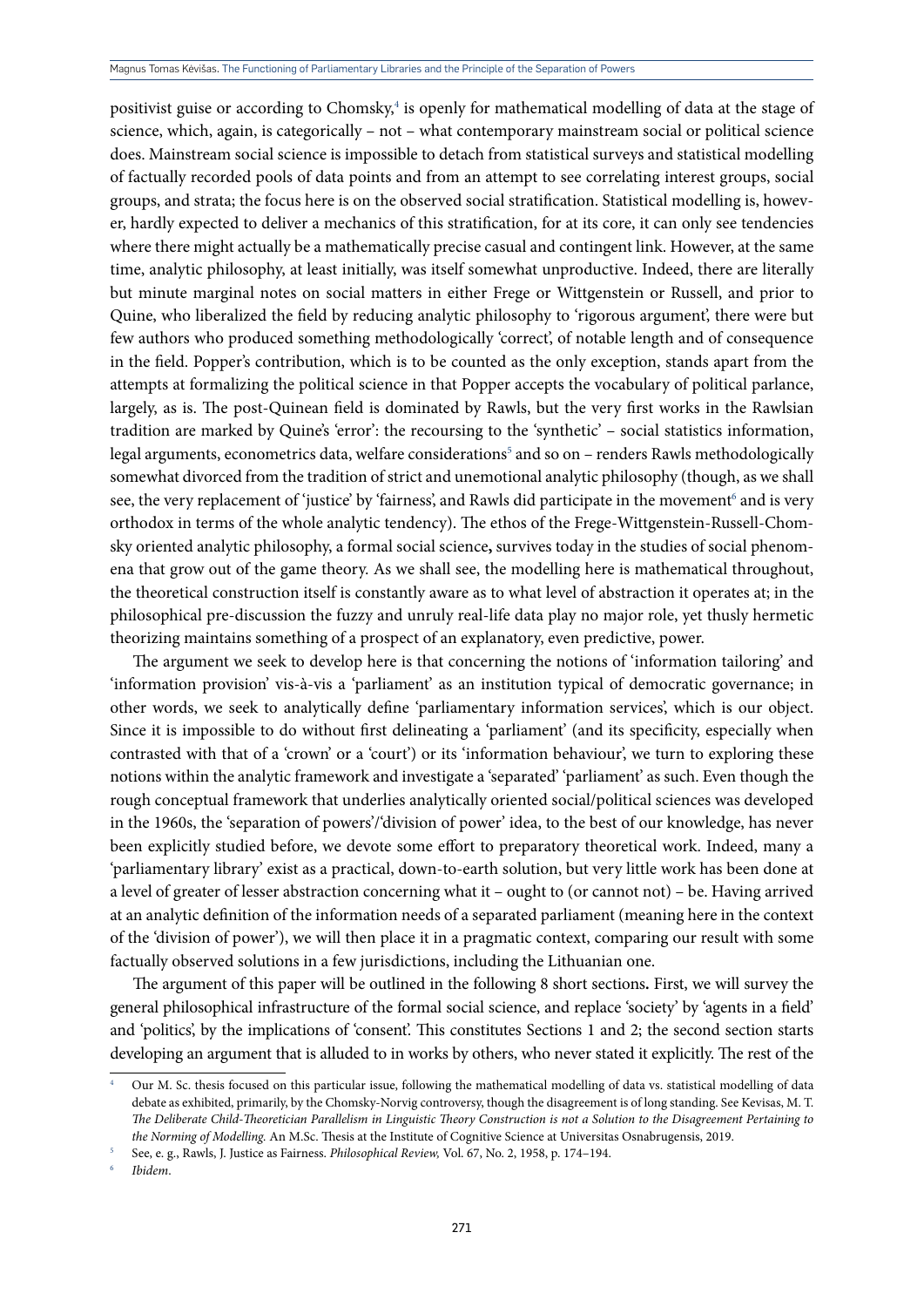positivist guise or according to Chomsky,[4] is openly for mathematical modelling of data at the stage of science, which, again, is categorically – not – what contemporary mainstream social or political science does. Mainstream social science is impossible to detach from statistical surveys and statistical modelling of factually recorded pools of data points and from an attempt to see correlating interest groups, social groups, and strata; the focus here is on the observed social stratification. Statistical modelling is, however, hardly expected to deliver a mechanics of this stratification, for at its core, it can only see tendencies where there might actually be a mathematically precise casual and contingent link. However, at the same time, analytic philosophy, at least initially, was itself somewhat unproductive. Indeed, there are literally but minute marginal notes on social matters in either Frege or Wittgenstein or Russell, and prior to Quine, who liberalized the field by reducing analytic philosophy to 'rigorous argument', there were but few authors who produced something methodologically 'correct', of notable length and of consequence in the field. Popper's contribution, which is to be counted as the only exception, stands apart from the attempts at formalizing the political science in that Popper accepts the vocabulary of political parlance, largely, as is. The post-Quinean field is dominated by Rawls, but the very first works in the Rawlsian tradition are marked by Quine's 'error': the recoursing to the 'synthetic' – social statistics information, legal arguments, econometrics data, welfare considerations[5] and so on – renders Rawls methodologically somewhat divorced from the tradition of strict and unemotional analytic philosophy (though, as we shall see, the very replacement of 'justice' by 'fairness', and Rawls did participate in the movement[6] and is very orthodox in terms of the whole analytic tendency). The ethos of the Frege-Wittgenstein-Russell-Chomsky oriented analytic philosophy, a formal social science**,** survives today in the studies of social phenomena that grow out of the game theory. As we shall see, the modelling here is mathematical throughout, the theoretical construction itself is constantly aware as to what level of abstraction it operates at; in the philosophical pre-discussion the fuzzy and unruly real-life data play no major role, yet thusly hermetic theorizing maintains something of a prospect of an explanatory, even predictive, power.

The argument we seek to develop here is that concerning the notions of 'information tailoring' and 'information provision' vis-à-vis a 'parliament' as an institution typical of democratic governance; in other words, we seek to analytically define 'parliamentary information services', which is our object. Since it is impossible to do without first delineating a 'parliament' (and its specificity, especially when contrasted with that of a 'crown' or a 'court') or its 'information behaviour', we turn to exploring these notions within the analytic framework and investigate a 'separated' 'parliament' as such. Even though the rough conceptual framework that underlies analytically oriented social/political sciences was developed in the 1960s, the 'separation of powers'/'division of power' idea, to the best of our knowledge, has never been explicitly studied before, we devote some effort to preparatory theoretical work. Indeed, many a 'parliamentary library' exist as a practical, down-to-earth solution, but very little work has been done at a level of greater of lesser abstraction concerning what it – ought to (or cannot not) – be. Having arrived at an analytic definition of the information needs of a separated parliament (meaning here in the context of the 'division of power'), we will then place it in a pragmatic context, comparing our result with some factually observed solutions in a few jurisdictions, including the Lithuanian one.

The argument of this paper will be outlined in the following 8 short sections**.** First, we will survey the general philosophical infrastructure of the formal social science, and replace 'society' by 'agents in a field' and 'politics', by the implications of 'consent'. This constitutes Sections 1 and 2; the second section starts developing an argument that is alluded to in works by others, who never stated it explicitly. The rest of the

---

[4] Our M. Sc. thesis focused on this particular issue, following the mathematical modelling of data vs. statistical modelling of data debate as exhibited, primarily, by the Chomsky-Norvig controversy, though the disagreement is of long standing. See Kevisas, M. T. *The Deliberate Child-Theoretician Parallelism in Linguistic Theory Construction is not a Solution to the Disagreement Pertaining to the Norming of Modelling.* An M.Sc. Thesis at the Institute of Cognitive Science at Universitas Osnabrugensis, 2019.

[5] See, e. g., Rawls, J. Justice as Fairness. *Philosophical Review,* Vol. 67, No. 2, 1958, p. 174–194.

[6] *Ibidem*.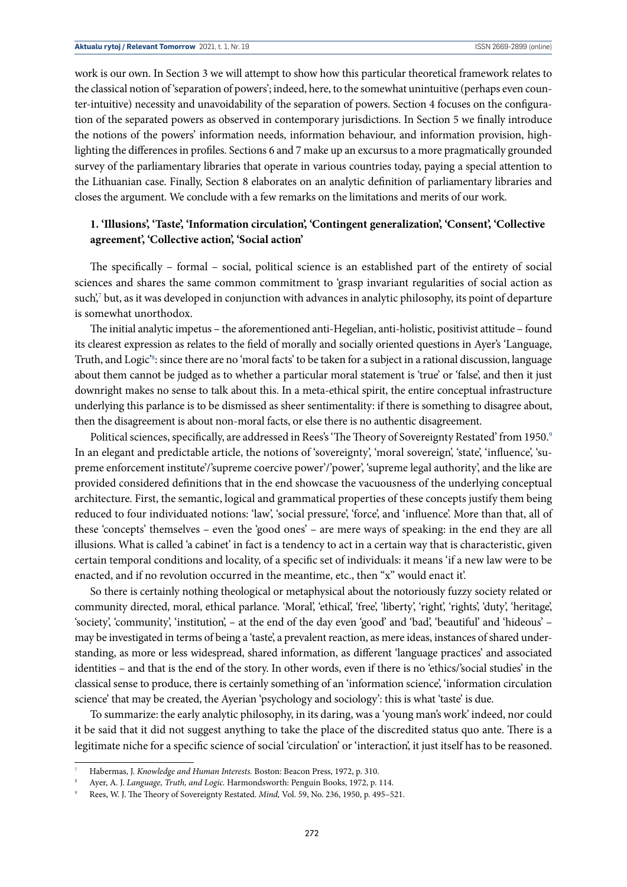work is our own. In Section 3 we will attempt to show how this particular theoretical framework relates to the classical notion of 'separation of powers'; indeed, here, to the somewhat unintuitive (perhaps even counter-intuitive) necessity and unavoidability of the separation of powers. Section 4 focuses on the configuration of the separated powers as observed in contemporary jurisdictions. In Section 5 we finally introduce the notions of the powers' information needs, information behaviour, and information provision, highlighting the differences in profiles. Sections 6 and 7 make up an excursus to a more pragmatically grounded survey of the parliamentary libraries that operate in various countries today, paying a special attention to the Lithuanian case. Finally, Section 8 elaborates on an analytic definition of parliamentary libraries and closes the argument. We conclude with a few remarks on the limitations and merits of our work.

## 1. 'Illusions', 'Taste', 'Information circulation', 'Contingent generalization', 'Consent', 'Collective agreement', 'Collective action', 'Social action'

The specifically – formal – social, political science is an established part of the entirety of social sciences and shares the same common commitment to 'grasp invariant regularities of social action as such',[7] but, as it was developed in conjunction with advances in analytic philosophy, its point of departure is somewhat unorthodox.

The initial analytic impetus – the aforementioned anti-Hegelian, anti-holistic, positivist attitude – found its clearest expression as relates to the field of morally and socially oriented questions in Ayer's 'Language, Truth, and Logic'[8]: since there are no 'moral facts' to be taken for a subject in a rational discussion, language about them cannot be judged as to whether a particular moral statement is 'true' or 'false', and then it just downright makes no sense to talk about this. In a meta-ethical spirit, the entire conceptual infrastructure underlying this parlance is to be dismissed as sheer sentimentality: if there is something to disagree about, then the disagreement is about non-moral facts, or else there is no authentic disagreement.

Political sciences, specifically, are addressed in Rees's 'The Theory of Sovereignty Restated' from 1950.[9] In an elegant and predictable article, the notions of 'sovereignty', 'moral sovereign', 'state', 'influence', 'supreme enforcement institute'/'supreme coercive power'/'power', 'supreme legal authority', and the like are provided considered definitions that in the end showcase the vacuousness of the underlying conceptual architecture. First, the semantic, logical and grammatical properties of these concepts justify them being reduced to four individuated notions: 'law', 'social pressure', 'force', and 'influence'. More than that, all of these 'concepts' themselves – even the 'good ones' – are mere ways of speaking: in the end they are all illusions. What is called 'a cabinet' in fact is a tendency to act in a certain way that is characteristic, given certain temporal conditions and locality, of a specific set of individuals: it means 'if a new law were to be enacted, and if no revolution occurred in the meantime, etc., then "x" would enact it'.

So there is certainly nothing theological or metaphysical about the notoriously fuzzy society related or community directed, moral, ethical parlance. 'Moral', 'ethical', 'free', 'liberty', 'right', 'rights', 'duty', 'heritage', 'society', 'community', 'institution', – at the end of the day even 'good' and 'bad', 'beautiful' and 'hideous' – may be investigated in terms of being a 'taste', a prevalent reaction, as mere ideas, instances of shared understanding, as more or less widespread, shared information, as different 'language practices' and associated identities – and that is the end of the story. In other words, even if there is no 'ethics/'social studies' in the classical sense to produce, there is certainly something of an 'information science', 'information circulation science' that may be created, the Ayerian 'psychology and sociology': this is what 'taste' is due.

To summarize: the early analytic philosophy, in its daring, was a 'young man's work' indeed, nor could it be said that it did not suggest anything to take the place of the discredited status quo ante. There is a legitimate niche for a specific science of social 'circulation' or 'interaction', it just itself has to be reasoned.

---

[7] Habermas, J. *Knowledge and Human Interests.* Boston: Beacon Press, 1972, p. 310.

[8] Ayer, A. J. *Language, Truth, and Logic.* Harmondsworth: Penguin Books, 1972, p. 114.

[9] Rees, W. J. The Theory of Sovereignty Restated. *Mind,* Vol. 59, No. 236, 1950, p. 495–521.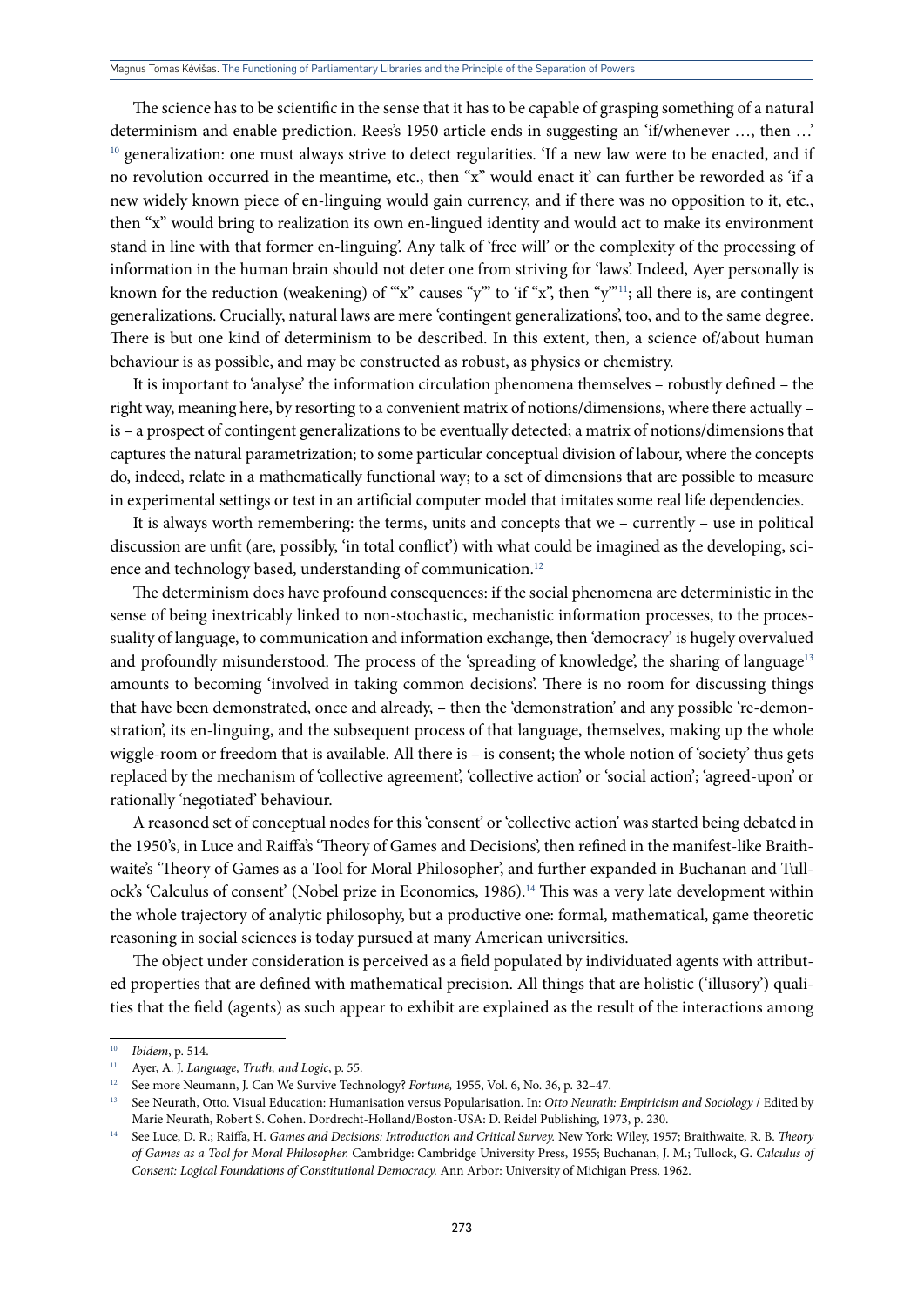The science has to be scientific in the sense that it has to be capable of grasping something of a natural determinism and enable prediction. Rees's 1950 article ends in suggesting an 'if/whenever …, then …'[10] generalization: one must always strive to detect regularities. 'If a new law were to be enacted, and if no revolution occurred in the meantime, etc., then "x" would enact it' can further be reworded as 'if a new widely known piece of en-linguing would gain currency, and if there was no opposition to it, etc., then "x" would bring to realization its own en-lingued identity and would act to make its environment stand in line with that former en-linguing'. Any talk of 'free will' or the complexity of the processing of information in the human brain should not deter one from striving for 'laws'. Indeed, Ayer personally is known for the reduction (weakening) of '"x" causes "y"' to 'if "x", then "y"'[11]; all there is, are contingent generalizations. Crucially, natural laws are mere 'contingent generalizations', too, and to the same degree. There is but one kind of determinism to be described. In this extent, then, a science of/about human behaviour is as possible, and may be constructed as robust, as physics or chemistry.

It is important to 'analyse' the information circulation phenomena themselves – robustly defined – the right way, meaning here, by resorting to a convenient matrix of notions/dimensions, where there actually – is – a prospect of contingent generalizations to be eventually detected; a matrix of notions/dimensions that captures the natural parametrization; to some particular conceptual division of labour, where the concepts do, indeed, relate in a mathematically functional way; to a set of dimensions that are possible to measure in experimental settings or test in an artificial computer model that imitates some real life dependencies.

It is always worth remembering: the terms, units and concepts that we – currently – use in political discussion are unfit (are, possibly, 'in total conflict') with what could be imagined as the developing, science and technology based, understanding of communication.[12]

The determinism does have profound consequences: if the social phenomena are deterministic in the sense of being inextricably linked to non-stochastic, mechanistic information processes, to the processuality of language, to communication and information exchange, then 'democracy' is hugely overvalued and profoundly misunderstood. The process of the 'spreading of knowledge', the sharing of language[13] amounts to becoming 'involved in taking common decisions'. There is no room for discussing things that have been demonstrated, once and already, – then the 'demonstration' and any possible 're-demonstration', its en-linguing, and the subsequent process of that language, themselves, making up the whole wiggle-room or freedom that is available. All there is – is consent; the whole notion of 'society' thus gets replaced by the mechanism of 'collective agreement', 'collective action' or 'social action'; 'agreed-upon' or rationally 'negotiated' behaviour.

A reasoned set of conceptual nodes for this 'consent' or 'collective action' was started being debated in the 1950's, in Luce and Raiffa's 'Theory of Games and Decisions', then refined in the manifest-like Braithwaite's 'Theory of Games as a Tool for Moral Philosopher', and further expanded in Buchanan and Tullock's 'Calculus of consent' (Nobel prize in Economics, 1986).[14] This was a very late development within the whole trajectory of analytic philosophy, but a productive one: formal, mathematical, game theoretic reasoning in social sciences is today pursued at many American universities.

The object under consideration is perceived as a field populated by individuated agents with attributed properties that are defined with mathematical precision. All things that are holistic ('illusory') qualities that the field (agents) as such appear to exhibit are explained as the result of the interactions among

---

[10] *Ibidem*, p. 514.

[11] Ayer, A. J. *Language, Truth, and Logic*, p. 55.

[12] See more Neumann, J. Can We Survive Technology? *Fortune,* 1955, Vol. 6, No. 36, p. 32–47.

[13] See Neurath, Otto. Visual Education: Humanisation versus Popularisation. In: *Otto Neurath: Empiricism and Sociology* / Edited by Marie Neurath, Robert S. Cohen. Dordrecht-Holland/Boston-USA: D. Reidel Publishing, 1973, p. 230.

[14] See Luce, D. R.; Raiffa, H. *Games and Decisions: Introduction and Critical Survey.* New York: Wiley, 1957; Braithwaite, R. B. *Theory of Games as a Tool for Moral Philosopher.* Cambridge: Cambridge University Press, 1955; Buchanan, J. M.; Tullock, G. *Calculus of Consent: Logical Foundations of Constitutional Democracy.* Ann Arbor: University of Michigan Press, 1962.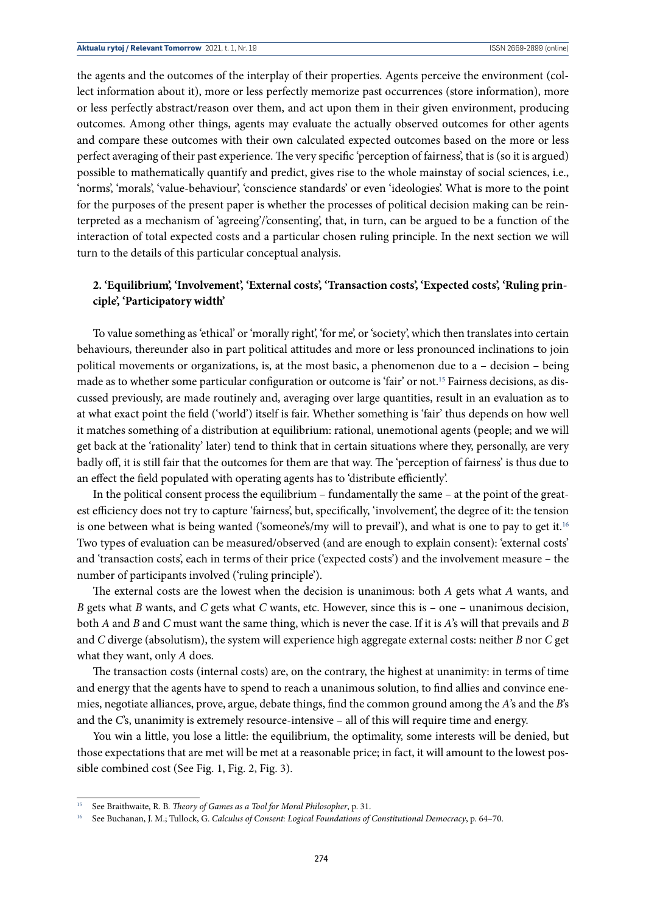the agents and the outcomes of the interplay of their properties. Agents perceive the environment (collect information about it), more or less perfectly memorize past occurrences (store information), more or less perfectly abstract/reason over them, and act upon them in their given environment, producing outcomes. Among other things, agents may evaluate the actually observed outcomes for other agents and compare these outcomes with their own calculated expected outcomes based on the more or less perfect averaging of their past experience. The very specific 'perception of fairness', that is (so it is argued) possible to mathematically quantify and predict, gives rise to the whole mainstay of social sciences, i.e., 'norms', 'morals', 'value-behaviour', 'conscience standards' or even 'ideologies'. What is more to the point for the purposes of the present paper is whether the processes of political decision making can be reinterpreted as a mechanism of 'agreeing'/'consenting', that, in turn, can be argued to be a function of the interaction of total expected costs and a particular chosen ruling principle. In the next section we will turn to the details of this particular conceptual analysis.

## 2. 'Equilibrium', 'Involvement', 'External costs', 'Transaction costs', 'Expected costs', 'Ruling principle', 'Participatory width'

To value something as 'ethical' or 'morally right', 'for me', or 'society', which then translates into certain behaviours, thereunder also in part political attitudes and more or less pronounced inclinations to join political movements or organizations, is, at the most basic, a phenomenon due to a – decision – being made as to whether some particular configuration or outcome is 'fair' or not.[15] Fairness decisions, as discussed previously, are made routinely and, averaging over large quantities, result in an evaluation as to at what exact point the field ('world') itself is fair. Whether something is 'fair' thus depends on how well it matches something of a distribution at equilibrium: rational, unemotional agents (people; and we will get back at the 'rationality' later) tend to think that in certain situations where they, personally, are very badly off, it is still fair that the outcomes for them are that way. The 'perception of fairness' is thus due to an effect the field populated with operating agents has to 'distribute efficiently'.

In the political consent process the equilibrium – fundamentally the same – at the point of the greatest efficiency does not try to capture 'fairness', but, specifically, 'involvement', the degree of it: the tension is one between what is being wanted ('someone's/my will to prevail'), and what is one to pay to get it.[16] Two types of evaluation can be measured/observed (and are enough to explain consent): 'external costs' and 'transaction costs', each in terms of their price ('expected costs') and the involvement measure – the number of participants involved ('ruling principle').

The external costs are the lowest when the decision is unanimous: both *A* gets what *A* wants, and *B* gets what *B* wants, and *C* gets what *C* wants, etc. However, since this is – one – unanimous decision, both *A* and *B* and *C* must want the same thing, which is never the case. If it is *A*'s will that prevails and *B* and *C* diverge (absolutism), the system will experience high aggregate external costs: neither *B* nor *C* get what they want, only *A* does.

The transaction costs (internal costs) are, on the contrary, the highest at unanimity: in terms of time and energy that the agents have to spend to reach a unanimous solution, to find allies and convince enemies, negotiate alliances, prove, argue, debate things, find the common ground among the *A*'s and the *B*'s and the *C*'s, unanimity is extremely resource-intensive – all of this will require time and energy.

You win a little, you lose a little: the equilibrium, the optimality, some interests will be denied, but those expectations that are met will be met at a reasonable price; in fact, it will amount to the lowest possible combined cost (See Fig. 1, Fig. 2, Fig. 3).

---

[15] See Braithwaite, R. B. *Theory of Games as a Tool for Moral Philosopher*, p. 31.

[16] See Buchanan, J. M.; Tullock, G. *Calculus of Consent: Logical Foundations of Constitutional Democracy*, p. 64–70.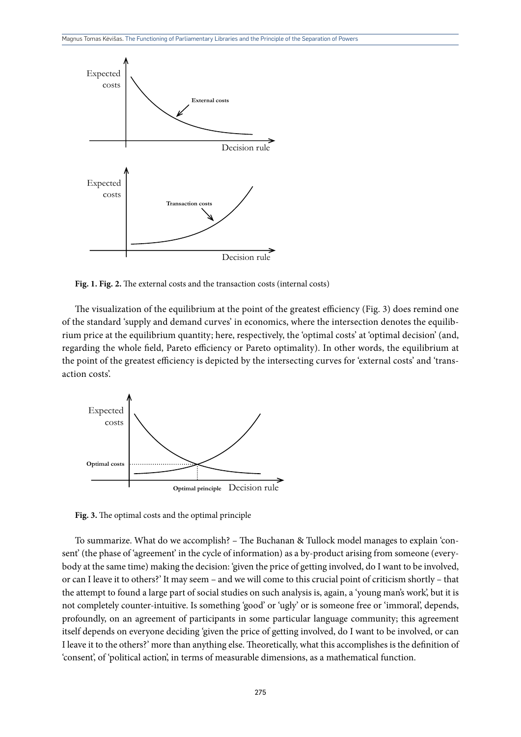Fig. 1. Fig. 2. The external costs and the transaction costs (internal costs)

The visualization of the equilibrium at the point of the greatest efficiency (Fig. 3) does remind one of the standard 'supply and demand curves' in economics, where the intersection denotes the equilibrium price at the equilibrium quantity; here, respectively, the 'optimal costs' at 'optimal decision' (and, regarding the whole field, Pareto efficiency or Pareto optimality). In other words, the equilibrium at the point of the greatest efficiency is depicted by the intersecting curves for 'external costs' and 'transaction costs'.

**Fig. 3.** The optimal costs and the optimal principle

To summarize. What do we accomplish? – The Buchanan & Tullock model manages to explain 'consent' (the phase of 'agreement' in the cycle of information) as a by-product arising from someone (everybody at the same time) making the decision: 'given the price of getting involved, do I want to be involved, or can I leave it to others?' It may seem – and we will come to this crucial point of criticism shortly – that the attempt to found a large part of social studies on such analysis is, again, a 'young man's work', but it is not completely counter-intuitive. Is something 'good' or 'ugly' or is someone free or 'immoral', depends, profoundly, on an agreement of participants in some particular language community; this agreement itself depends on everyone deciding 'given the price of getting involved, do I want to be involved, or can I leave it to the others?' more than anything else. Theoretically, what this accomplishes is the definition of 'consent', of 'political action', in terms of measurable dimensions, as a mathematical function.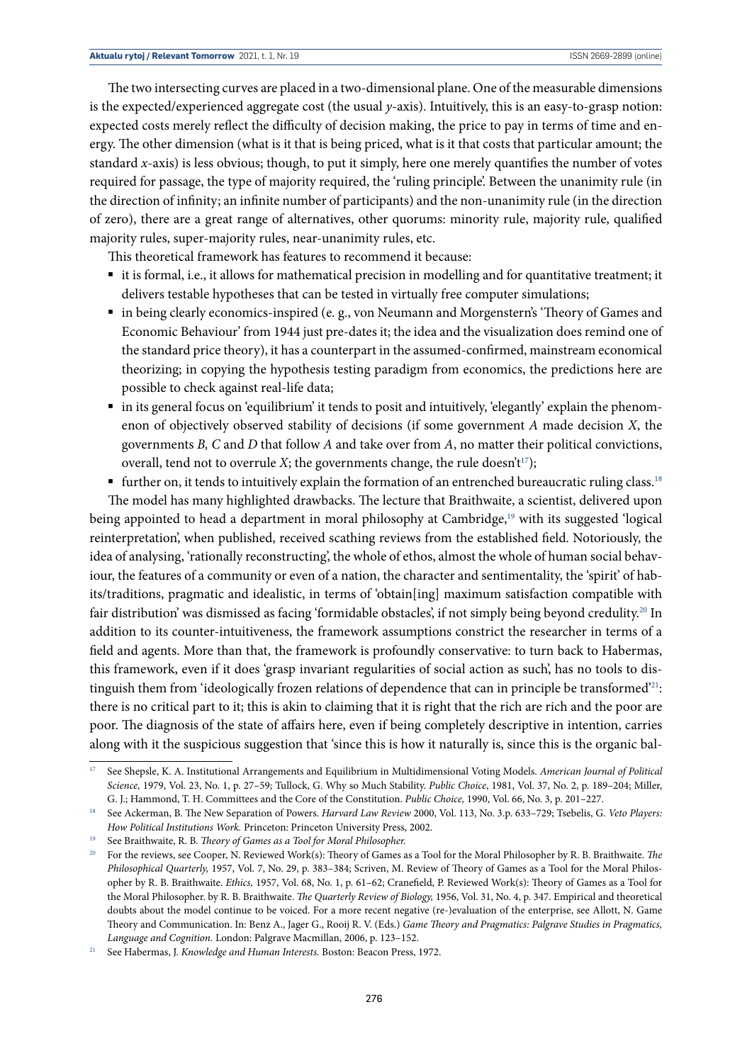The two intersecting curves are placed in a two-dimensional plane. One of the measurable dimensions is the expected/experienced aggregate cost (the usual $y$-axis). Intuitively, this is an easy-to-grasp notion: expected costs merely reflect the difficulty of decision making, the price to pay in terms of time and energy. The other dimension (what is it that is being priced, what is it that costs that particular amount; the standard $x$-axis) is less obvious; though, to put it simply, here one merely quantifies the number of votes required for passage, the type of majority required, the 'ruling principle'. Between the unanimity rule (in the direction of infinity; an infinite number of participants) and the non-unanimity rule (in the direction of zero), there are a great range of alternatives, other quorums: minority rule, majority rule, qualified majority rules, super-majority rules, near-unanimity rules, etc.

This theoretical framework has features to recommend it because:

- it is formal, i.e., it allows for mathematical precision in modelling and for quantitative treatment; it delivers testable hypotheses that can be tested in virtually free computer simulations;
- in being clearly economics-inspired (e. g., von Neumann and Morgenstern's 'Theory of Games and Economic Behaviour' from 1944 just pre-dates it; the idea and the visualization does remind one of the standard price theory), it has a counterpart in the assumed-confirmed, mainstream economical theorizing; in copying the hypothesis testing paradigm from economics, the predictions here are possible to check against real-life data;
- in its general focus on 'equilibrium' it tends to posit and intuitively, 'elegantly' explain the phenomenon of objectively observed stability of decisions (if some government *A* made decision *X*, the governments *B, C* and *D* that follow *A* and take over from *A*, no matter their political convictions, overall, tend not to overrule *X*; the governments change, the rule doesn't[17]);
- further on, it tends to intuitively explain the formation of an entrenched bureaucratic ruling class.[18]

The model has many highlighted drawbacks. The lecture that Braithwaite, a scientist, delivered upon being appointed to head a department in moral philosophy at Cambridge,[19] with its suggested 'logical reinterpretation', when published, received scathing reviews from the established field. Notoriously, the idea of analysing, 'rationally reconstructing', the whole of ethos, almost the whole of human social behaviour, the features of a community or even of a nation, the character and sentimentality, the 'spirit' of habits/traditions, pragmatic and idealistic, in terms of 'obtain[ing] maximum satisfaction compatible with fair distribution' was dismissed as facing 'formidable obstacles', if not simply being beyond credulity.[20] In addition to its counter-intuitiveness, the framework assumptions constrict the researcher in terms of a field and agents. More than that, the framework is profoundly conservative: to turn back to Habermas, this framework, even if it does 'grasp invariant regularities of social action as such', has no tools to distinguish them from 'ideologically frozen relations of dependence that can in principle be transformed'[21]: there is no critical part to it; this is akin to claiming that it is right that the rich are rich and the poor are poor. The diagnosis of the state of affairs here, even if being completely descriptive in intention, carries along with it the suspicious suggestion that 'since this is how it naturally is, since this is the organic bal-

---

[17] See Shepsle, K. A. Institutional Arrangements and Equilibrium in Multidimensional Voting Models. *American Journal of Political Science,* 1979, Vol. 23, No. 1, p. 27–59; Tullock, G. Why so Much Stability. *Public Choice*, 1981, Vol. 37, No. 2, p. 189–204; Miller, G. J.; Hammond, T. H. Committees and the Core of the Constitution. *Public Choice,* 1990, Vol. 66, No. 3, p. 201–227.

[18] See Ackerman, B. The New Separation of Powers. *Harvard Law Review* 2000, Vol. 113, No. 3.p. 633–729; Tsebelis, G. *Veto Players: How Political Institutions Work.* Princeton: Princeton University Press, 2002.

[19] See Braithwaite, R. B. *Theory of Games as a Tool for Moral Philosopher.*

[20] For the reviews, see Cooper, N. Reviewed Work(s): Theory of Games as a Tool for the Moral Philosopher by R. B. Braithwaite. *The Philosophical Quarterly,* 1957, Vol. 7, No. 29, p. 383–384; Scriven, M. Review of Theory of Games as a Tool for the Moral Philosopher by R. B. Braithwaite. *Ethics,* 1957, Vol. 68, No. 1, p. 61–62; Cranefield, P. Reviewed Work(s): Theory of Games as a Tool for the Moral Philosopher. by R. B. Braithwaite. *The Quarterly Review of Biology,* 1956, Vol. 31, No. 4, p. 347. Empirical and theoretical doubts about the model continue to be voiced. For a more recent negative (re-)evaluation of the enterprise, see Allott, N. Game Theory and Communication. In: Benz A., Jager G., Rooij R. V. (Eds.) *Game Theory and Pragmatics: Palgrave Studies in Pragmatics, Language and Cognition.* London: Palgrave Macmillan, 2006, p. 123–152.

[21] See Habermas, J. *Knowledge and Human Interests.* Boston: Beacon Press, 1972.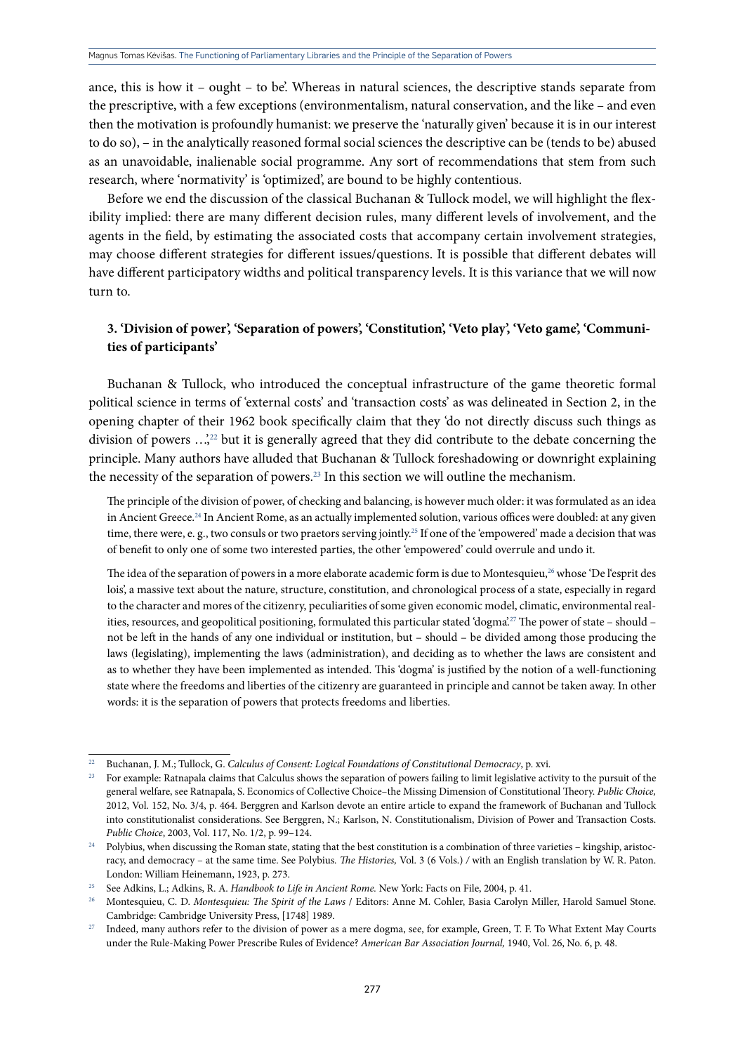ance, this is how it – ought – to be'. Whereas in natural sciences, the descriptive stands separate from the prescriptive, with a few exceptions (environmentalism, natural conservation, and the like – and even then the motivation is profoundly humanist: we preserve the 'naturally given' because it is in our interest to do so), – in the analytically reasoned formal social sciences the descriptive can be (tends to be) abused as an unavoidable, inalienable social programme. Any sort of recommendations that stem from such research, where 'normativity' is 'optimized', are bound to be highly contentious.

Before we end the discussion of the classical Buchanan & Tullock model, we will highlight the flexibility implied: there are many different decision rules, many different levels of involvement, and the agents in the field, by estimating the associated costs that accompany certain involvement strategies, may choose different strategies for different issues/questions. It is possible that different debates will have different participatory widths and political transparency levels. It is this variance that we will now turn to.

## 3. 'Division of power', 'Separation of powers', 'Constitution', 'Veto play', 'Veto game', 'Communities of participants'

Buchanan & Tullock, who introduced the conceptual infrastructure of the game theoretic formal political science in terms of 'external costs' and 'transaction costs' as was delineated in Section 2, in the opening chapter of their 1962 book specifically claim that they 'do not directly discuss such things as division of powers …',[22] but it is generally agreed that they did contribute to the debate concerning the principle. Many authors have alluded that Buchanan & Tullock foreshadowing or downright explaining the necessity of the separation of powers.[23] In this section we will outline the mechanism.

The principle of the division of power, of checking and balancing, is however much older: it was formulated as an idea in Ancient Greece.[24] In Ancient Rome, as an actually implemented solution, various offices were doubled: at any given time, there were, e. g., two consuls or two praetors serving jointly.[25] If one of the 'empowered' made a decision that was of benefit to only one of some two interested parties, the other 'empowered' could overrule and undo it.

The idea of the separation of powers in a more elaborate academic form is due to Montesquieu,[26] whose 'De l'esprit des lois', a massive text about the nature, structure, constitution, and chronological process of a state, especially in regard to the character and mores of the citizenry, peculiarities of some given economic model, climatic, environmental realities, resources, and geopolitical positioning, formulated this particular stated 'dogma'.[27] The power of state – should – not be left in the hands of any one individual or institution, but – should – be divided among those producing the laws (legislating), implementing the laws (administration), and deciding as to whether the laws are consistent and as to whether they have been implemented as intended. This 'dogma' is justified by the notion of a well-functioning state where the freedoms and liberties of the citizenry are guaranteed in principle and cannot be taken away. In other words: it is the separation of powers that protects freedoms and liberties.

---

[22] Buchanan, J. M.; Tullock, G. *Calculus of Consent: Logical Foundations of Constitutional Democracy*, p. xvi.

[23] For example: Ratnapala claims that Calculus shows the separation of powers failing to limit legislative activity to the pursuit of the general welfare, see Ratnapala, S. Economics of Collective Choice–the Missing Dimension of Constitutional Theory. *Public Choice,* 2012, Vol. 152, No. 3/4, p. 464. Berggren and Karlson devote an entire article to expand the framework of Buchanan and Tullock into constitutionalist considerations. See Berggren, N.; Karlson, N. Constitutionalism, Division of Power and Transaction Costs. *Public Choice*, 2003, Vol. 117, No. 1/2, p. 99–124.

[24] Polybius, when discussing the Roman state, stating that the best constitution is a combination of three varieties – kingship, aristocracy, and democracy – at the same time. See Polybius. *The Histories,* Vol. 3 (6 Vols.) / with an English translation by W. R. Paton. London: William Heinemann, 1923, p. 273.

[25] See Adkins, L.; Adkins, R. A. *Handbook to Life in Ancient Rome*. New York: Facts on File, 2004, p. 41.

[26] Montesquieu, C. D. *Montesquieu: The Spirit of the Laws* / Editors: Anne M. Cohler, Basia Carolyn Miller, Harold Samuel Stone. Cambridge: Cambridge University Press, [1748] 1989.

[27] Indeed, many authors refer to the division of power as a mere dogma, see, for example, Green, T. F. To What Extent May Courts under the Rule-Making Power Prescribe Rules of Evidence? *American Bar Association Journal,* 1940, Vol. 26, No. 6, p. 48.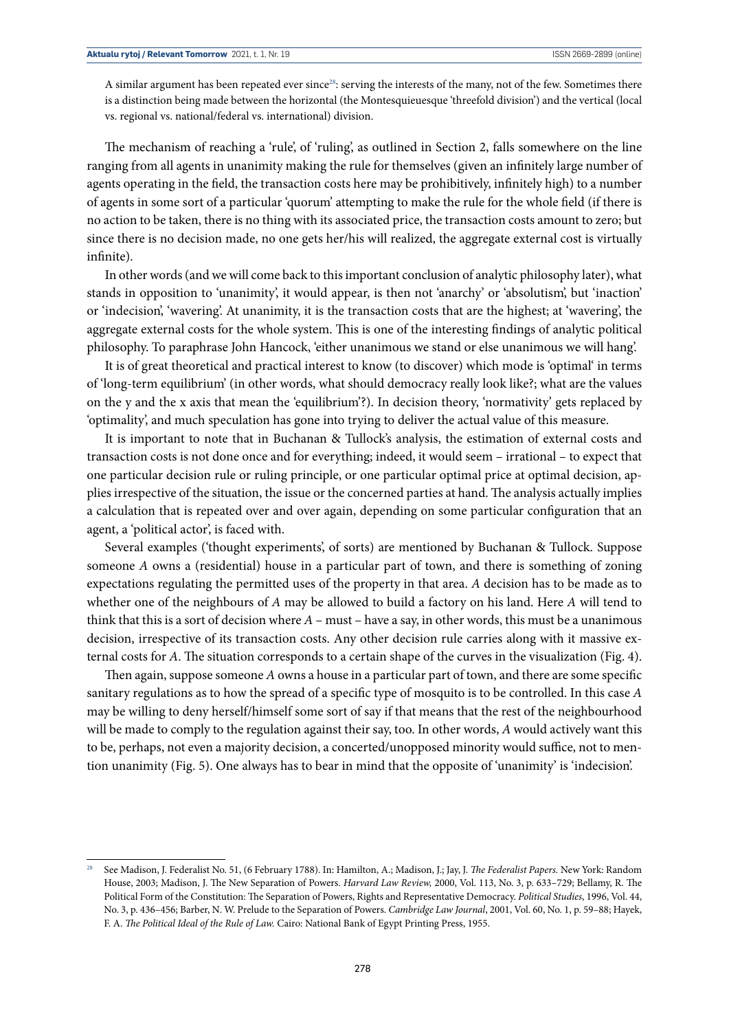A similar argument has been repeated ever since[28]: serving the interests of the many, not of the few. Sometimes there is a distinction being made between the horizontal (the Montesquieuesque 'threefold division') and the vertical (local vs. regional vs. national/federal vs. international) division.

The mechanism of reaching a 'rule', of 'ruling', as outlined in Section 2, falls somewhere on the line ranging from all agents in unanimity making the rule for themselves (given an infinitely large number of agents operating in the field, the transaction costs here may be prohibitively, infinitely high) to a number of agents in some sort of a particular 'quorum' attempting to make the rule for the whole field (if there is no action to be taken, there is no thing with its associated price, the transaction costs amount to zero; but since there is no decision made, no one gets her/his will realized, the aggregate external cost is virtually infinite).

In other words (and we will come back to this important conclusion of analytic philosophy later), what stands in opposition to 'unanimity', it would appear, is then not 'anarchy' or 'absolutism', but 'inaction' or 'indecision', 'wavering'. At unanimity, it is the transaction costs that are the highest; at 'wavering', the aggregate external costs for the whole system. This is one of the interesting findings of analytic political philosophy. To paraphrase John Hancock, 'either unanimous we stand or else unanimous we will hang'.

It is of great theoretical and practical interest to know (to discover) which mode is 'optimal' in terms of 'long-term equilibrium' (in other words, what should democracy really look like?; what are the values on the y and the x axis that mean the 'equilibrium'?). In decision theory, 'normativity' gets replaced by 'optimality', and much speculation has gone into trying to deliver the actual value of this measure.

It is important to note that in Buchanan & Tullock's analysis, the estimation of external costs and transaction costs is not done once and for everything; indeed, it would seem – irrational – to expect that one particular decision rule or ruling principle, or one particular optimal price at optimal decision, applies irrespective of the situation, the issue or the concerned parties at hand. The analysis actually implies a calculation that is repeated over and over again, depending on some particular configuration that an agent, a 'political actor', is faced with.

Several examples ('thought experiments', of sorts) are mentioned by Buchanan & Tullock. Suppose someone *A* owns a (residential) house in a particular part of town, and there is something of zoning expectations regulating the permitted uses of the property in that area. *A* decision has to be made as to whether one of the neighbours of *A* may be allowed to build a factory on his land. Here *A* will tend to think that this is a sort of decision where *A* – must – have a say, in other words, this must be a unanimous decision, irrespective of its transaction costs. Any other decision rule carries along with it massive external costs for *A*. The situation corresponds to a certain shape of the curves in the visualization (Fig. 4).

Then again, suppose someone *A* owns a house in a particular part of town, and there are some specific sanitary regulations as to how the spread of a specific type of mosquito is to be controlled. In this case *A* may be willing to deny herself/himself some sort of say if that means that the rest of the neighbourhood will be made to comply to the regulation against their say, too. In other words, *A* would actively want this to be, perhaps, not even a majority decision, a concerted/unopposed minority would suffice, not to mention unanimity (Fig. 5). One always has to bear in mind that the opposite of 'unanimity' is 'indecision'.

---

[28] See Madison, J. Federalist No. 51, (6 February 1788). In: Hamilton, A.; Madison, J.; Jay, J. *The Federalist Papers.* New York: Random House, 2003; Madison, J. The New Separation of Powers. *Harvard Law Review,* 2000, Vol. 113, No. 3, p. 633–729; Bellamy, R. The Political Form of the Constitution: The Separation of Powers, Rights and Representative Democracy. *Political Studies*, 1996, Vol. 44, No. 3, p. 436–456; Barber, N. W. Prelude to the Separation of Powers. *Cambridge Law Journal*, 2001, Vol. 60, No. 1, p. 59–88; Hayek, F. A. *The Political Ideal of the Rule of Law.* Cairo: National Bank of Egypt Printing Press, 1955.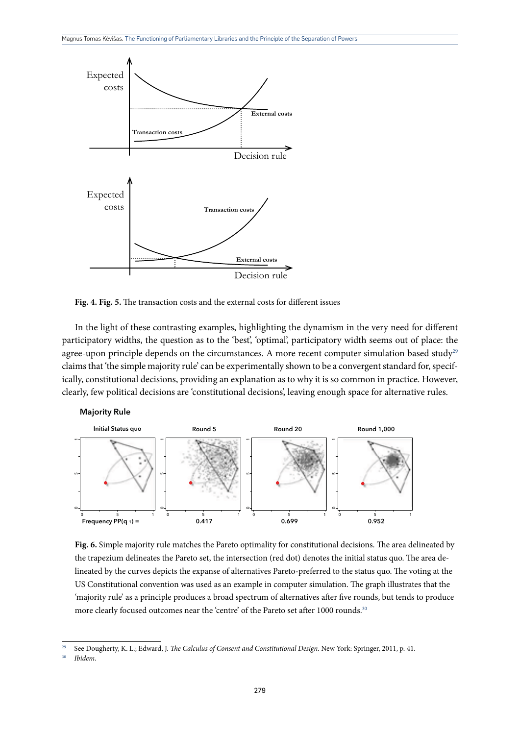**Fig. 4. Fig. 5.** The transaction costs and the external costs for different issues

In the light of these contrasting examples, highlighting the dynamism in the very need for different participatory widths, the question as to the 'best', 'optimal', participatory width seems out of place: the agree-upon principle depends on the circumstances. A more recent computer simulation based study[29] claims that 'the simple majority rule' can be experimentally shown to be a convergent standard for, specifically, constitutional decisions, providing an explanation as to why it is so common in practice. However, clearly, few political decisions are 'constitutional decisions', leaving enough space for alternative rules.

**Fig. 6.** Simple majority rule matches the Pareto optimality for constitutional decisions. The area delineated by the trapezium delineates the Pareto set, the intersection (red dot) denotes the initial status quo. The area delineated by the curves depicts the expanse of alternatives Pareto-preferred to the status quo. The voting at the US Constitutional convention was used as an example in computer simulation. The graph illustrates that the 'majority rule' as a principle produces a broad spectrum of alternatives after five rounds, but tends to produce more clearly focused outcomes near the 'centre' of the Pareto set after 1000 rounds.[30]

---

[29] See Dougherty, K. L.; Edward, J. *The Calculus of Consent and Constitutional Design.* New York: Springer, 2011, p. 41.

[30] *Ibidem.*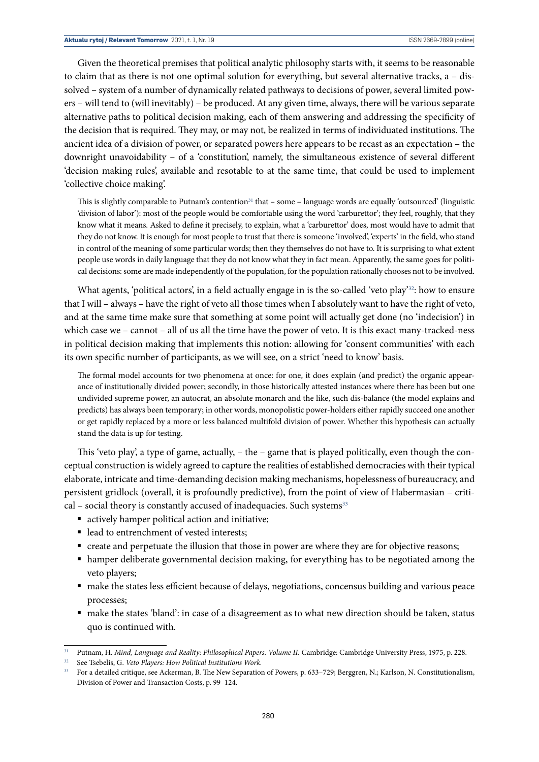Given the theoretical premises that political analytic philosophy starts with, it seems to be reasonable to claim that as there is not one optimal solution for everything, but several alternative tracks, a – dissolved – system of a number of dynamically related pathways to decisions of power, several limited powers – will tend to (will inevitably) – be produced. At any given time, always, there will be various separate alternative paths to political decision making, each of them answering and addressing the specificity of the decision that is required. They may, or may not, be realized in terms of individuated institutions. The ancient idea of a division of power, or separated powers here appears to be recast as an expectation – the downright unavoidability – of a 'constitution', namely, the simultaneous existence of several different 'decision making rules', available and resotable to at the same time, that could be used to implement 'collective choice making'.

This is slightly comparable to Putnam's contention[31] that – some – language words are equally 'outsourced' (linguistic 'division of labor'): most of the people would be comfortable using the word 'carburettor'; they feel, roughly, that they know what it means. Asked to define it precisely, to explain, what a 'carburettor' does, most would have to admit that they do not know. It is enough for most people to trust that there is someone 'involved', 'experts' in the field, who stand in control of the meaning of some particular words; then they themselves do not have to. It is surprising to what extent people use words in daily language that they do not know what they in fact mean. Apparently, the same goes for political decisions: some are made independently of the population, for the population rationally chooses not to be involved.

What agents, 'political actors', in a field actually engage in is the so-called 'veto play'[32]: how to ensure that I will – always – have the right of veto all those times when I absolutely want to have the right of veto, and at the same time make sure that something at some point will actually get done (no 'indecision') in which case we – cannot – all of us all the time have the power of veto. It is this exact many-tracked-ness in political decision making that implements this notion: allowing for 'consent communities' with each its own specific number of participants, as we will see, on a strict 'need to know' basis.

The formal model accounts for two phenomena at once: for one, it does explain (and predict) the organic appearance of institutionally divided power; secondly, in those historically attested instances where there has been but one undivided supreme power, an autocrat, an absolute monarch and the like, such dis-balance (the model explains and predicts) has always been temporary; in other words, monopolistic power-holders either rapidly succeed one another or get rapidly replaced by a more or less balanced multifold division of power. Whether this hypothesis can actually stand the data is up for testing.

This 'veto play', a type of game, actually, – the – game that is played politically, even though the conceptual construction is widely agreed to capture the realities of established democracies with their typical elaborate, intricate and time-demanding decision making mechanisms, hopelessness of bureaucracy, and persistent gridlock (overall, it is profoundly predictive), from the point of view of Habermasian – critical – social theory is constantly accused of inadequacies. Such systems[33]

- actively hamper political action and initiative;
- lead to entrenchment of vested interests;
- create and perpetuate the illusion that those in power are where they are for objective reasons;
- hamper deliberate governmental decision making, for everything has to be negotiated among the veto players;
- make the states less efficient because of delays, negotiations, concensus building and various peace processes;
- make the states 'bland': in case of a disagreement as to what new direction should be taken, status quo is continued with.

---

[31] Putnam, H. *Mind, Language and Reality: Philosophical Papers. Volume II.* Cambridge: Cambridge University Press, 1975, p. 228.

[32] See Tsebelis, G. *Veto Players: How Political Institutions Work.*

[33] For a detailed critique, see Ackerman, B. The New Separation of Powers, p. 633–729; Berggren, N.; Karlson, N. Constitutionalism, Division of Power and Transaction Costs, p. 99–124.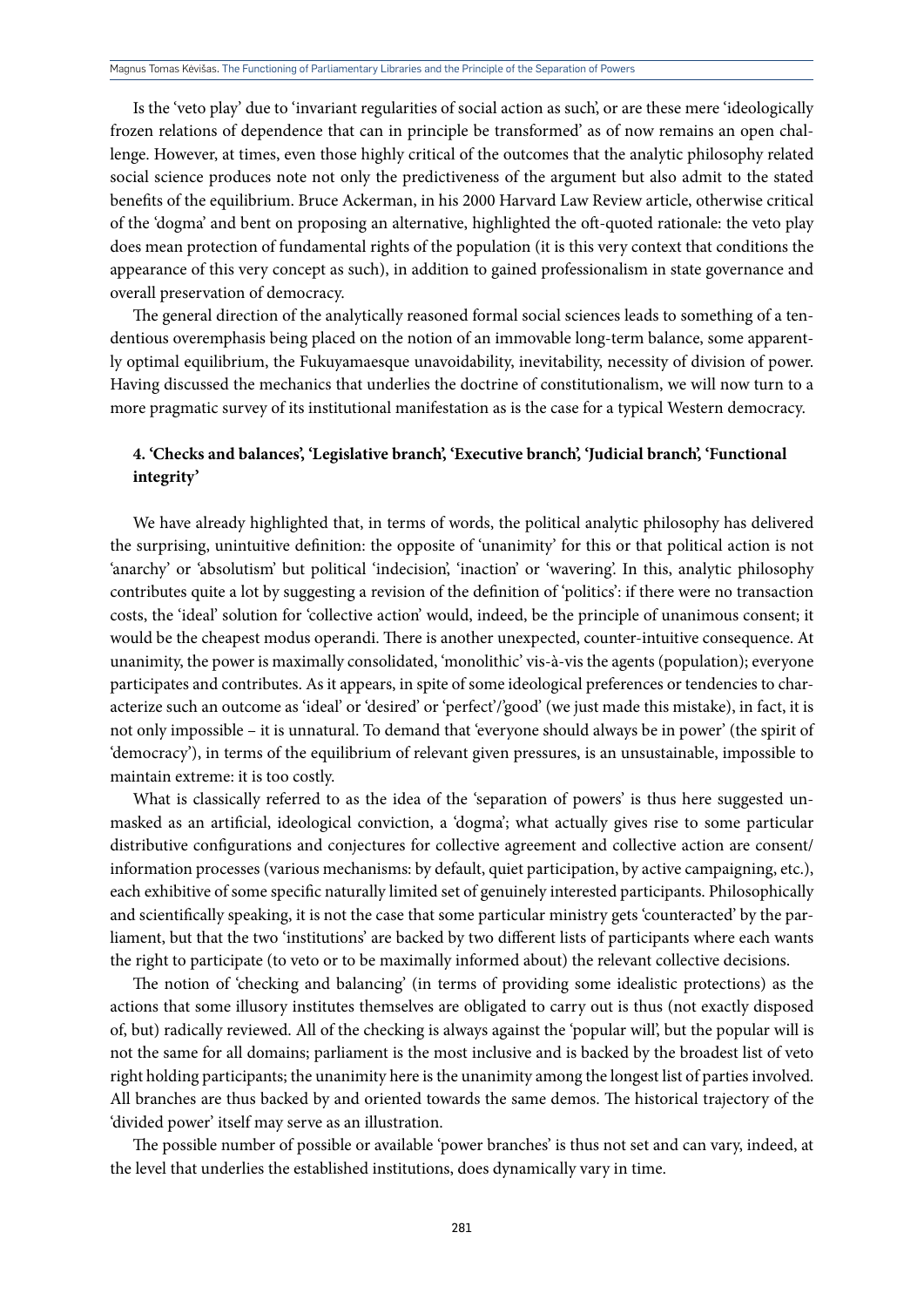Is the 'veto play' due to 'invariant regularities of social action as such', or are these mere 'ideologically frozen relations of dependence that can in principle be transformed' as of now remains an open challenge. However, at times, even those highly critical of the outcomes that the analytic philosophy related social science produces note not only the predictiveness of the argument but also admit to the stated benefits of the equilibrium. Bruce Ackerman, in his 2000 Harvard Law Review article, otherwise critical of the 'dogma' and bent on proposing an alternative, highlighted the oft-quoted rationale: the veto play does mean protection of fundamental rights of the population (it is this very context that conditions the appearance of this very concept as such), in addition to gained professionalism in state governance and overall preservation of democracy.

The general direction of the analytically reasoned formal social sciences leads to something of a tendentious overemphasis being placed on the notion of an immovable long-term balance, some apparently optimal equilibrium, the Fukuyamaesque unavoidability, inevitability, necessity of division of power. Having discussed the mechanics that underlies the doctrine of constitutionalism, we will now turn to a more pragmatic survey of its institutional manifestation as is the case for a typical Western democracy.

## 4. 'Checks and balances', 'Legislative branch', 'Executive branch', 'Judicial branch', 'Functional integrity'

We have already highlighted that, in terms of words, the political analytic philosophy has delivered the surprising, unintuitive definition: the opposite of 'unanimity' for this or that political action is not 'anarchy' or 'absolutism' but political 'indecision', 'inaction' or 'wavering'. In this, analytic philosophy contributes quite a lot by suggesting a revision of the definition of 'politics': if there were no transaction costs, the 'ideal' solution for 'collective action' would, indeed, be the principle of unanimous consent; it would be the cheapest modus operandi. There is another unexpected, counter-intuitive consequence. At unanimity, the power is maximally consolidated, 'monolithic' vis-à-vis the agents (population); everyone participates and contributes. As it appears, in spite of some ideological preferences or tendencies to characterize such an outcome as 'ideal' or 'desired' or 'perfect'/'good' (we just made this mistake), in fact, it is not only impossible – it is unnatural. To demand that 'everyone should always be in power' (the spirit of 'democracy'), in terms of the equilibrium of relevant given pressures, is an unsustainable, impossible to maintain extreme: it is too costly.

What is classically referred to as the idea of the 'separation of powers' is thus here suggested unmasked as an artificial, ideological conviction, a 'dogma'; what actually gives rise to some particular distributive configurations and conjectures for collective agreement and collective action are consent/information processes (various mechanisms: by default, quiet participation, by active campaigning, etc.), each exhibitive of some specific naturally limited set of genuinely interested participants. Philosophically and scientifically speaking, it is not the case that some particular ministry gets 'counteracted' by the parliament, but that the two 'institutions' are backed by two different lists of participants where each wants the right to participate (to veto or to be maximally informed about) the relevant collective decisions.

The notion of 'checking and balancing' (in terms of providing some idealistic protections) as the actions that some illusory institutes themselves are obligated to carry out is thus (not exactly disposed of, but) radically reviewed. All of the checking is always against the 'popular will', but the popular will is not the same for all domains; parliament is the most inclusive and is backed by the broadest list of veto right holding participants; the unanimity here is the unanimity among the longest list of parties involved. All branches are thus backed by and oriented towards the same demos. The historical trajectory of the 'divided power' itself may serve as an illustration.

The possible number of possible or available 'power branches' is thus not set and can vary, indeed, at the level that underlies the established institutions, does dynamically vary in time.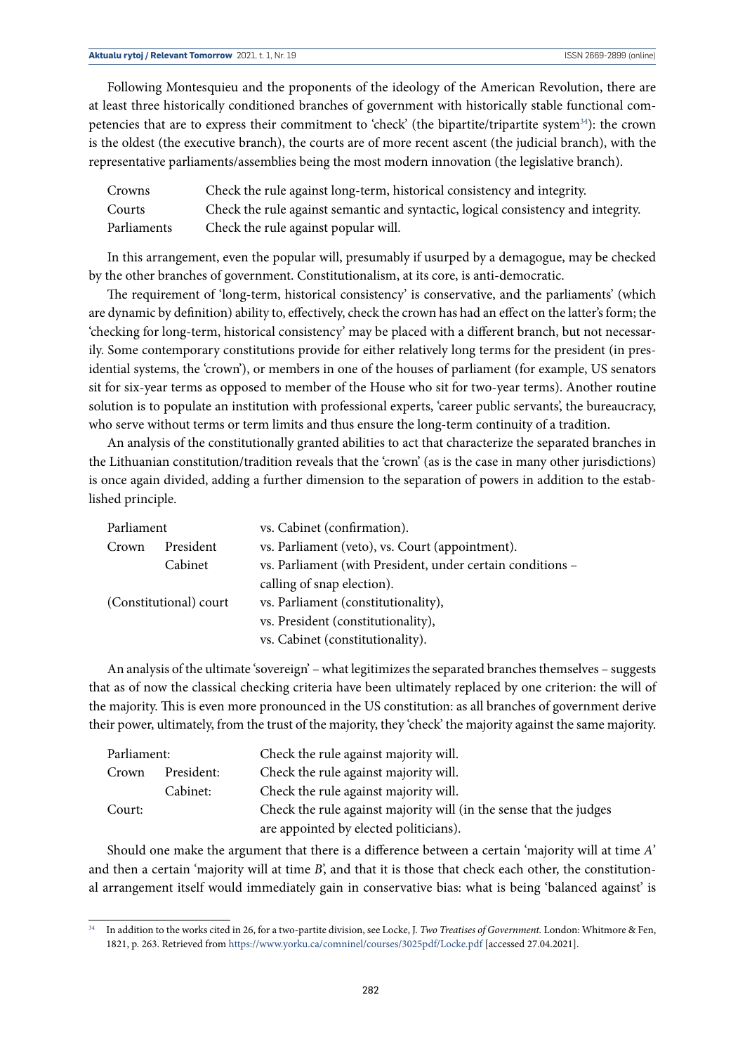Following Montesquieu and the proponents of the ideology of the American Revolution, there are at least three historically conditioned branches of government with historically stable functional competencies that are to express their commitment to 'check' (the bipartite/tripartite system[34]): the crown is the oldest (the executive branch), the courts are of more recent ascent (the judicial branch), with the representative parliaments/assemblies being the most modern innovation (the legislative branch).

| | |
|---|---|
| Crowns | Check the rule against long-term, historical consistency and integrity. |
| Courts | Check the rule against semantic and syntactic, logical consistency and integrity. |
| Parliaments | Check the rule against popular will. |

In this arrangement, even the popular will, presumably if usurped by a demagogue, may be checked by the other branches of government. Constitutionalism, at its core, is anti-democratic.

The requirement of 'long-term, historical consistency' is conservative, and the parliaments' (which are dynamic by definition) ability to, effectively, check the crown has had an effect on the latter's form; the 'checking for long-term, historical consistency' may be placed with a different branch, but not necessarily. Some contemporary constitutions provide for either relatively long terms for the president (in presidential systems, the 'crown'), or members in one of the houses of parliament (for example, US senators sit for six-year terms as opposed to member of the House who sit for two-year terms). Another routine solution is to populate an institution with professional experts, 'career public servants', the bureaucracy, who serve without terms or term limits and thus ensure the long-term continuity of a tradition.

An analysis of the constitutionally granted abilities to act that characterize the separated branches in the Lithuanian constitution/tradition reveals that the 'crown' (as is the case in many other jurisdictions) is once again divided, adding a further dimension to the separation of powers in addition to the established principle.

| | | |
|---|---|---|
| Parliament | | vs. Cabinet (confirmation). |
| Crown | President | vs. Parliament (veto), vs. Court (appointment). |
| | Cabinet | vs. Parliament (with President, under certain conditions – calling of snap election). |
| (Constitutional) court | | vs. Parliament (constitutionality), vs. President (constitutionality), vs. Cabinet (constitutionality). |

An analysis of the ultimate 'sovereign' – what legitimizes the separated branches themselves – suggests that as of now the classical checking criteria have been ultimately replaced by one criterion: the will of the majority. This is even more pronounced in the US constitution: as all branches of government derive their power, ultimately, from the trust of the majority, they 'check' the majority against the same majority.

| | | |
|---|---|---|
| Parliament: | | Check the rule against majority will. |
| Crown | President: | Check the rule against majority will. |
| | Cabinet: | Check the rule against majority will. |
| Court: | | Check the rule against majority will (in the sense that the judges are appointed by elected politicians). |

Should one make the argument that there is a difference between a certain 'majority will at time *A*' and then a certain 'majority will at time *B*', and that it is those that check each other, the constitutional arrangement itself would immediately gain in conservative bias: what is being 'balanced against' is

---

[34] In addition to the works cited in 26, for a two-partite division, see Locke, J. *Two Treatises of Government.* London: Whitmore & Fen, 1821, p. 263. Retrieved from https://www.yorku.ca/comninel/courses/3025pdf/Locke.pdf [accessed 27.04.2021].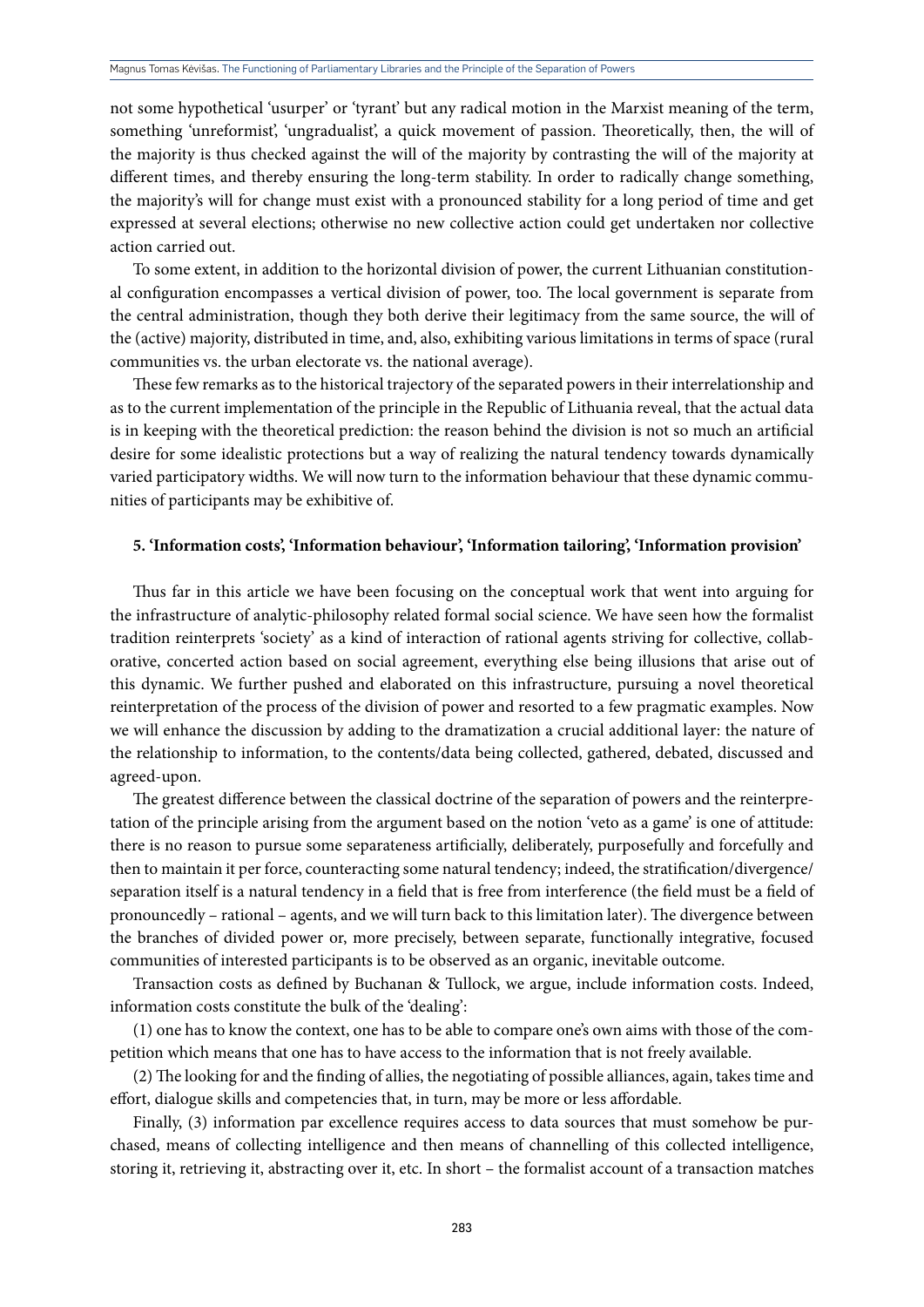not some hypothetical 'usurper' or 'tyrant' but any radical motion in the Marxist meaning of the term, something 'unreformist', 'ungradualist', a quick movement of passion. Theoretically, then, the will of the majority is thus checked against the will of the majority by contrasting the will of the majority at different times, and thereby ensuring the long-term stability. In order to radically change something, the majority's will for change must exist with a pronounced stability for a long period of time and get expressed at several elections; otherwise no new collective action could get undertaken nor collective action carried out.

To some extent, in addition to the horizontal division of power, the current Lithuanian constitutional configuration encompasses a vertical division of power, too. The local government is separate from the central administration, though they both derive their legitimacy from the same source, the will of the (active) majority, distributed in time, and, also, exhibiting various limitations in terms of space (rural communities vs. the urban electorate vs. the national average).

These few remarks as to the historical trajectory of the separated powers in their interrelationship and as to the current implementation of the principle in the Republic of Lithuania reveal, that the actual data is in keeping with the theoretical prediction: the reason behind the division is not so much an artificial desire for some idealistic protections but a way of realizing the natural tendency towards dynamically varied participatory widths. We will now turn to the information behaviour that these dynamic communities of participants may be exhibitive of.

## 5. 'Information costs', 'Information behaviour', 'Information tailoring', 'Information provision'

Thus far in this article we have been focusing on the conceptual work that went into arguing for the infrastructure of analytic-philosophy related formal social science. We have seen how the formalist tradition reinterprets 'society' as a kind of interaction of rational agents striving for collective, collaborative, concerted action based on social agreement, everything else being illusions that arise out of this dynamic. We further pushed and elaborated on this infrastructure, pursuing a novel theoretical reinterpretation of the process of the division of power and resorted to a few pragmatic examples. Now we will enhance the discussion by adding to the dramatization a crucial additional layer: the nature of the relationship to information, to the contents/data being collected, gathered, debated, discussed and agreed-upon.

The greatest difference between the classical doctrine of the separation of powers and the reinterpretation of the principle arising from the argument based on the notion 'veto as a game' is one of attitude: there is no reason to pursue some separateness artificially, deliberately, purposefully and forcefully and then to maintain it per force, counteracting some natural tendency; indeed, the stratification/divergence/separation itself is a natural tendency in a field that is free from interference (the field must be a field of pronouncedly – rational – agents, and we will turn back to this limitation later). The divergence between the branches of divided power or, more precisely, between separate, functionally integrative, focused communities of interested participants is to be observed as an organic, inevitable outcome.

Transaction costs as defined by Buchanan & Tullock, we argue, include information costs. Indeed, information costs constitute the bulk of the 'dealing':

(1) one has to know the context, one has to be able to compare one's own aims with those of the competition which means that one has to have access to the information that is not freely available.

(2) The looking for and the finding of allies, the negotiating of possible alliances, again, takes time and effort, dialogue skills and competencies that, in turn, may be more or less affordable.

Finally, (3) information par excellence requires access to data sources that must somehow be purchased, means of collecting intelligence and then means of channelling of this collected intelligence, storing it, retrieving it, abstracting over it, etc. In short – the formalist account of a transaction matches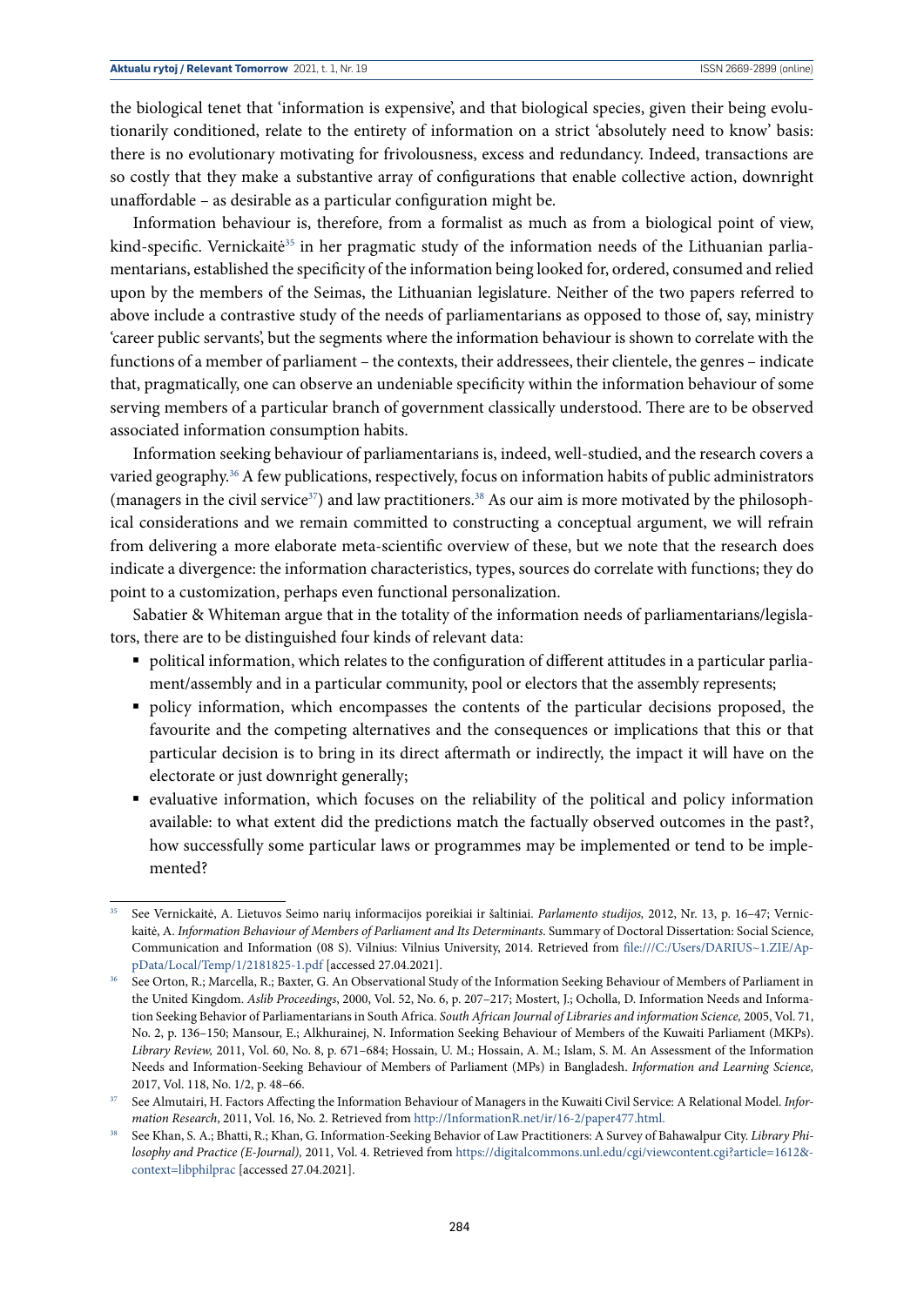the biological tenet that 'information is expensive', and that biological species, given their being evolutionarily conditioned, relate to the entirety of information on a strict 'absolutely need to know' basis: there is no evolutionary motivating for frivolousness, excess and redundancy. Indeed, transactions are so costly that they make a substantive array of configurations that enable collective action, downright unaffordable – as desirable as a particular configuration might be.

Information behaviour is, therefore, from a formalist as much as from a biological point of view, kind-specific. Vernickaitė[35] in her pragmatic study of the information needs of the Lithuanian parliamentarians, established the specificity of the information being looked for, ordered, consumed and relied upon by the members of the Seimas, the Lithuanian legislature. Neither of the two papers referred to above include a contrastive study of the needs of parliamentarians as opposed to those of, say, ministry 'career public servants', but the segments where the information behaviour is shown to correlate with the functions of a member of parliament – the contexts, their addressees, their clientele, the genres – indicate that, pragmatically, one can observe an undeniable specificity within the information behaviour of some serving members of a particular branch of government classically understood. There are to be observed associated information consumption habits.

Information seeking behaviour of parliamentarians is, indeed, well-studied, and the research covers a varied geography.[36] A few publications, respectively, focus on information habits of public administrators (managers in the civil service[37]) and law practitioners.[38] As our aim is more motivated by the philosophical considerations and we remain committed to constructing a conceptual argument, we will refrain from delivering a more elaborate meta-scientific overview of these, but we note that the research does indicate a divergence: the information characteristics, types, sources do correlate with functions; they do point to a customization, perhaps even functional personalization.

Sabatier & Whiteman argue that in the totality of the information needs of parliamentarians/legislators, there are to be distinguished four kinds of relevant data:

- political information, which relates to the configuration of different attitudes in a particular parliament/assembly and in a particular community, pool or electors that the assembly represents;
- policy information, which encompasses the contents of the particular decisions proposed, the favourite and the competing alternatives and the consequences or implications that this or that particular decision is to bring in its direct aftermath or indirectly, the impact it will have on the electorate or just downright generally;
- evaluative information, which focuses on the reliability of the political and policy information available: to what extent did the predictions match the factually observed outcomes in the past?, how successfully some particular laws or programmes may be implemented or tend to be implemented?

---

[35] See Vernickaitė, A. Lietuvos Seimo narių informacijos poreikiai ir šaltiniai. *Parlamento studijos,* 2012, Nr. 13, p. 16–47; Vernickaitė, A. *Information Behaviour of Members of Parliament and Its Determinants*. Summary of Doctoral Dissertation: Social Science, Communication and Information (08 S). Vilnius: Vilnius University, 2014. Retrieved from file:///C:/Users/DARIUS~1.ZIE/AppData/Local/Temp/1/2181825-1.pdf [accessed 27.04.2021].

[36] See Orton, R.; Marcella, R.; Baxter, G. An Observational Study of the Information Seeking Behaviour of Members of Parliament in the United Kingdom. *Aslib Proceedings*, 2000, Vol. 52, No. 6, p. 207–217; Mostert, J.; Ocholla, D. Information Needs and Information Seeking Behavior of Parliamentarians in South Africa. *South African Journal of Libraries and information Science,* 2005, Vol. 71, No. 2, p. 136–150; Mansour, E.; Alkhurainej, N. Information Seeking Behaviour of Members of the Kuwaiti Parliament (MKPs). *Library Review,* 2011, Vol. 60, No. 8, p. 671–684; Hossain, U. M.; Hossain, A. M.; Islam, S. M. An Assessment of the Information Needs and Information-Seeking Behaviour of Members of Parliament (MPs) in Bangladesh. *Information and Learning Science,* 2017, Vol. 118, No. 1/2, p. 48–66.

[37] See Almutairi, H. Factors Affecting the Information Behaviour of Managers in the Kuwaiti Civil Service: A Relational Model. *Information Research*, 2011, Vol. 16, No. 2. Retrieved from http://InformationR.net/ir/16-2/paper477.html.

[38] See Khan, S. A.; Bhatti, R.; Khan, G. Information-Seeking Behavior of Law Practitioners: A Survey of Bahawalpur City. *Library Philosophy and Practice (E-Journal),* 2011, Vol. 4. Retrieved from https://digitalcommons.unl.edu/cgi/viewcontent.cgi?article=1612&context=libphilprac [accessed 27.04.2021].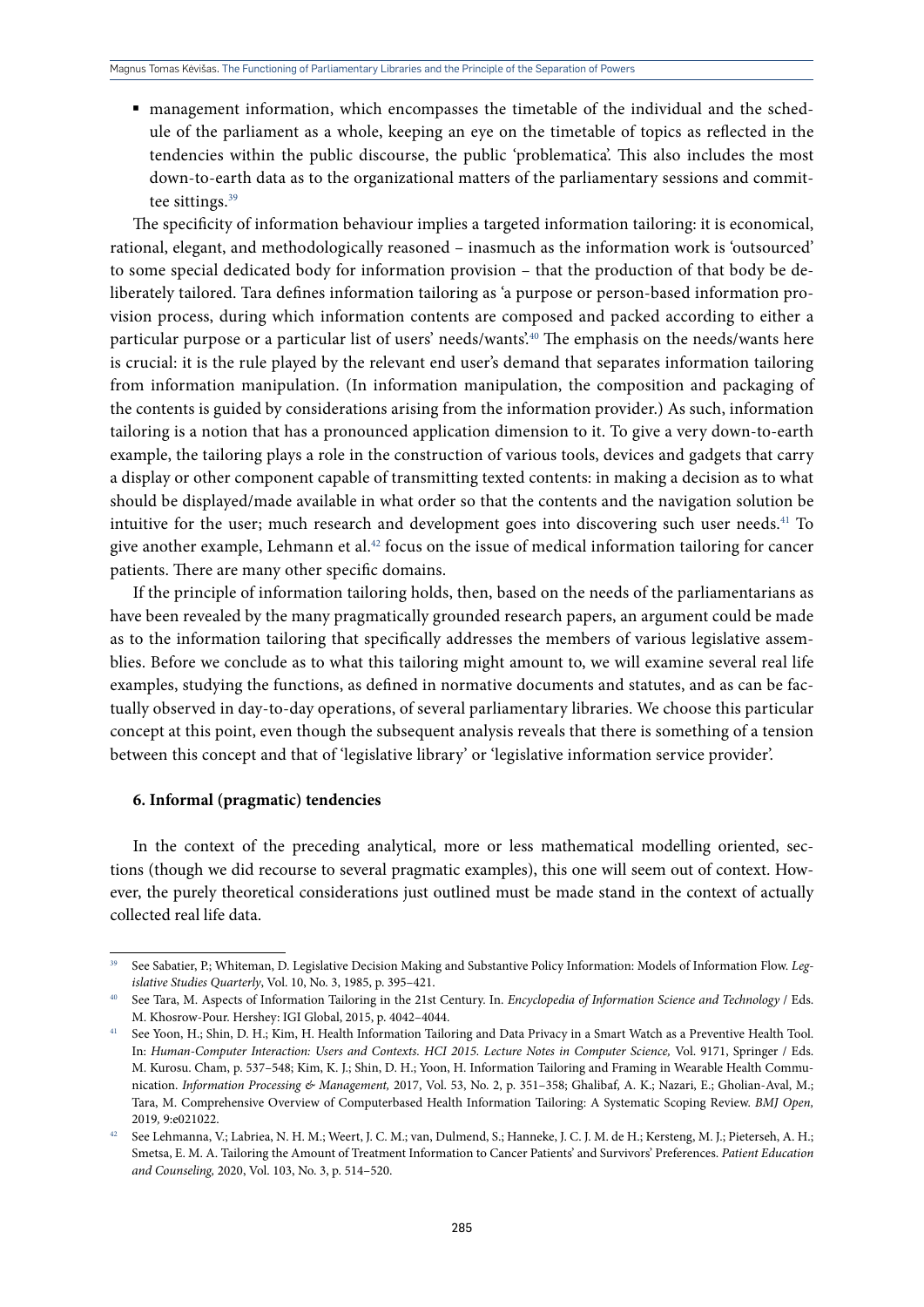- management information, which encompasses the timetable of the individual and the schedule of the parliament as a whole, keeping an eye on the timetable of topics as reflected in the tendencies within the public discourse, the public 'problematica'. This also includes the most down-to-earth data as to the organizational matters of the parliamentary sessions and committee sittings.[39]

The specificity of information behaviour implies a targeted information tailoring: it is economical, rational, elegant, and methodologically reasoned – inasmuch as the information work is 'outsourced' to some special dedicated body for information provision – that the production of that body be deliberately tailored. Tara defines information tailoring as 'a purpose or person-based information provision process, during which information contents are composed and packed according to either a particular purpose or a particular list of users' needs/wants'.[40] The emphasis on the needs/wants here is crucial: it is the rule played by the relevant end user's demand that separates information tailoring from information manipulation. (In information manipulation, the composition and packaging of the contents is guided by considerations arising from the information provider.) As such, information tailoring is a notion that has a pronounced application dimension to it. To give a very down-to-earth example, the tailoring plays a role in the construction of various tools, devices and gadgets that carry a display or other component capable of transmitting texted contents: in making a decision as to what should be displayed/made available in what order so that the contents and the navigation solution be intuitive for the user; much research and development goes into discovering such user needs.[41] To give another example, Lehmann et al.[42] focus on the issue of medical information tailoring for cancer patients. There are many other specific domains.

If the principle of information tailoring holds, then, based on the needs of the parliamentarians as have been revealed by the many pragmatically grounded research papers, an argument could be made as to the information tailoring that specifically addresses the members of various legislative assemblies. Before we conclude as to what this tailoring might amount to, we will examine several real life examples, studying the functions, as defined in normative documents and statutes, and as can be factually observed in day-to-day operations, of several parliamentary libraries. We choose this particular concept at this point, even though the subsequent analysis reveals that there is something of a tension between this concept and that of 'legislative library' or 'legislative information service provider'.

### 6. Informal (pragmatic) tendencies

In the context of the preceding analytical, more or less mathematical modelling oriented, sections (though we did recourse to several pragmatic examples), this one will seem out of context. However, the purely theoretical considerations just outlined must be made stand in the context of actually collected real life data.

---

[39] See Sabatier, P.; Whiteman, D. Legislative Decision Making and Substantive Policy Information: Models of Information Flow. *Legislative Studies Quarterly*, Vol. 10, No. 3, 1985, p. 395–421.

[40] See Tara, M. Aspects of Information Tailoring in the 21st Century. In. *Encyclopedia of Information Science and Technology* / Eds. M. Khosrow-Pour. Hershey: IGI Global, 2015, p. 4042–4044.

[41] See Yoon, H.; Shin, D. H.; Kim, H. Health Information Tailoring and Data Privacy in a Smart Watch as a Preventive Health Tool. In: *Human-Computer Interaction: Users and Contexts. HCI 2015. Lecture Notes in Computer Science,* Vol. 9171, Springer / Eds. M. Kurosu. Cham, p. 537–548; Kim, K. J.; Shin, D. H.; Yoon, H. Information Tailoring and Framing in Wearable Health Communication. *Information Processing & Management,* 2017, Vol. 53, No. 2, p. 351–358; Ghalibaf, A. K.; Nazari, E.; Gholian-Aval, M.; Tara, M. Comprehensive Overview of Computerbased Health Information Tailoring: A Systematic Scoping Review. *BMJ Open,* 2019, 9:e021022.

[42] See Lehmanna, V.; Labriea, N. H. M.; Weert, J. C. M.; van, Dulmend, S.; Hanneke, J. C. J. M. de H.; Kersteng, M. J.; Pieterseh, A. H.; Smetsa, E. M. A. Tailoring the Amount of Treatment Information to Cancer Patients' and Survivors' Preferences. *Patient Education and Counseling,* 2020, Vol. 103, No. 3, p. 514–520.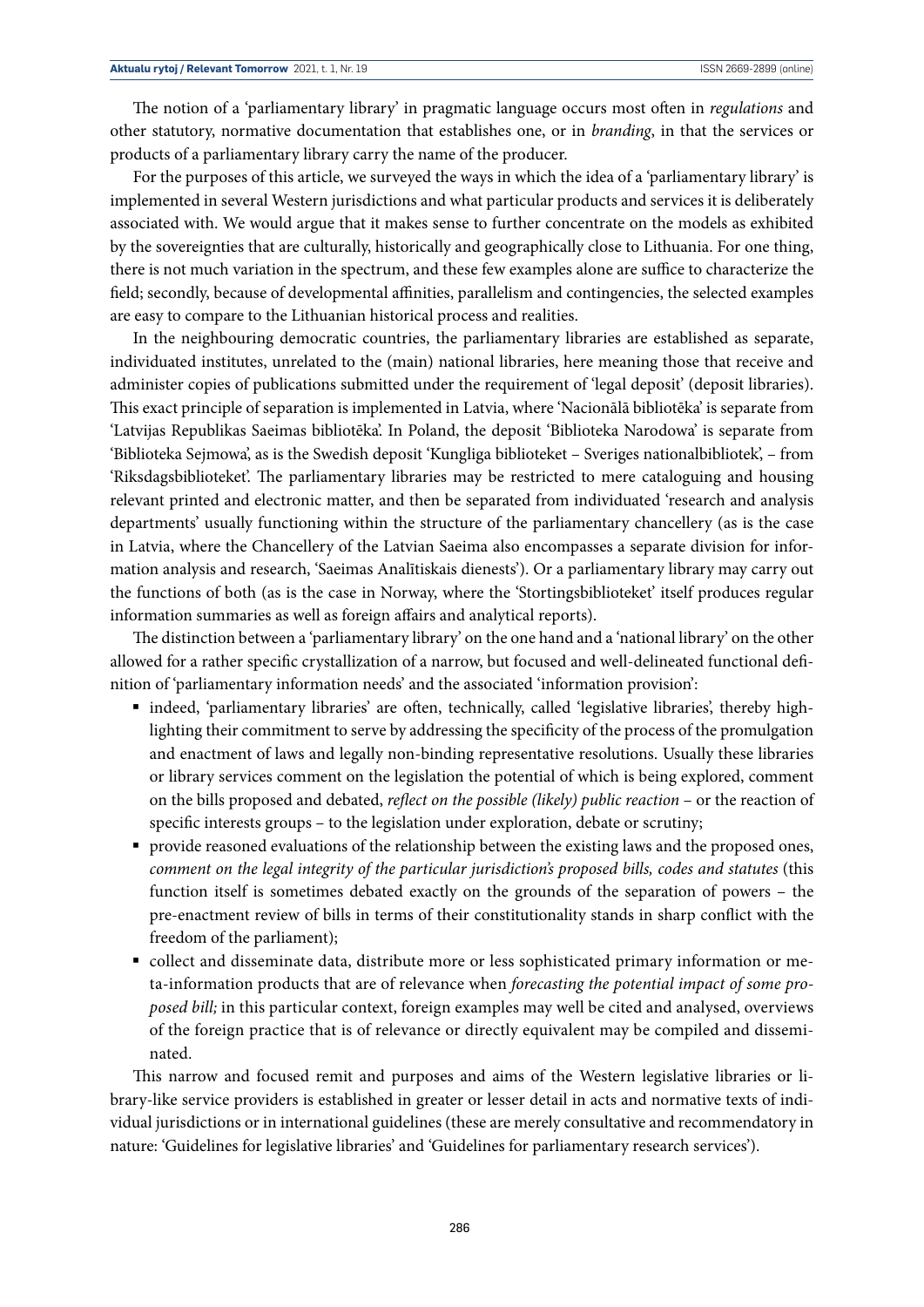The notion of a 'parliamentary library' in pragmatic language occurs most often in *regulations* and other statutory, normative documentation that establishes one, or in *branding*, in that the services or products of a parliamentary library carry the name of the producer.

For the purposes of this article, we surveyed the ways in which the idea of a 'parliamentary library' is implemented in several Western jurisdictions and what particular products and services it is deliberately associated with. We would argue that it makes sense to further concentrate on the models as exhibited by the sovereignties that are culturally, historically and geographically close to Lithuania. For one thing, there is not much variation in the spectrum, and these few examples alone are suffice to characterize the field; secondly, because of developmental affinities, parallelism and contingencies, the selected examples are easy to compare to the Lithuanian historical process and realities.

In the neighbouring democratic countries, the parliamentary libraries are established as separate, individuated institutes, unrelated to the (main) national libraries, here meaning those that receive and administer copies of publications submitted under the requirement of 'legal deposit' (deposit libraries). This exact principle of separation is implemented in Latvia, where 'Nacionālā bibliotēka' is separate from 'Latvijas Republikas Saeimas bibliotēka'. In Poland, the deposit 'Biblioteka Narodowa' is separate from 'Biblioteka Sejmowa', as is the Swedish deposit 'Kungliga biblioteket – Sveriges nationalbibliotek', – from 'Riksdagsbiblioteket'. The parliamentary libraries may be restricted to mere cataloguing and housing relevant printed and electronic matter, and then be separated from individuated 'research and analysis departments' usually functioning within the structure of the parliamentary chancellery (as is the case in Latvia, where the Chancellery of the Latvian Saeima also encompasses a separate division for information analysis and research, 'Saeimas Analītiskais dienests'). Or a parliamentary library may carry out the functions of both (as is the case in Norway, where the 'Stortingsbiblioteket' itself produces regular information summaries as well as foreign affairs and analytical reports).

The distinction between a 'parliamentary library' on the one hand and a 'national library' on the other allowed for a rather specific crystallization of a narrow, but focused and well-delineated functional definition of 'parliamentary information needs' and the associated 'information provision':

- indeed, 'parliamentary libraries' are often, technically, called 'legislative libraries', thereby highlighting their commitment to serve by addressing the specificity of the process of the promulgation and enactment of laws and legally non-binding representative resolutions. Usually these libraries or library services comment on the legislation the potential of which is being explored, comment on the bills proposed and debated, *reflect on the possible (likely) public reaction* – or the reaction of specific interests groups – to the legislation under exploration, debate or scrutiny;
- provide reasoned evaluations of the relationship between the existing laws and the proposed ones, *comment on the legal integrity of the particular jurisdiction's proposed bills, codes and statutes* (this function itself is sometimes debated exactly on the grounds of the separation of powers – the pre-enactment review of bills in terms of their constitutionality stands in sharp conflict with the freedom of the parliament);
- collect and disseminate data, distribute more or less sophisticated primary information or meta-information products that are of relevance when *forecasting the potential impact of some proposed bill;* in this particular context, foreign examples may well be cited and analysed, overviews of the foreign practice that is of relevance or directly equivalent may be compiled and disseminated.

This narrow and focused remit and purposes and aims of the Western legislative libraries or library-like service providers is established in greater or lesser detail in acts and normative texts of individual jurisdictions or in international guidelines (these are merely consultative and recommendatory in nature: 'Guidelines for legislative libraries' and 'Guidelines for parliamentary research services').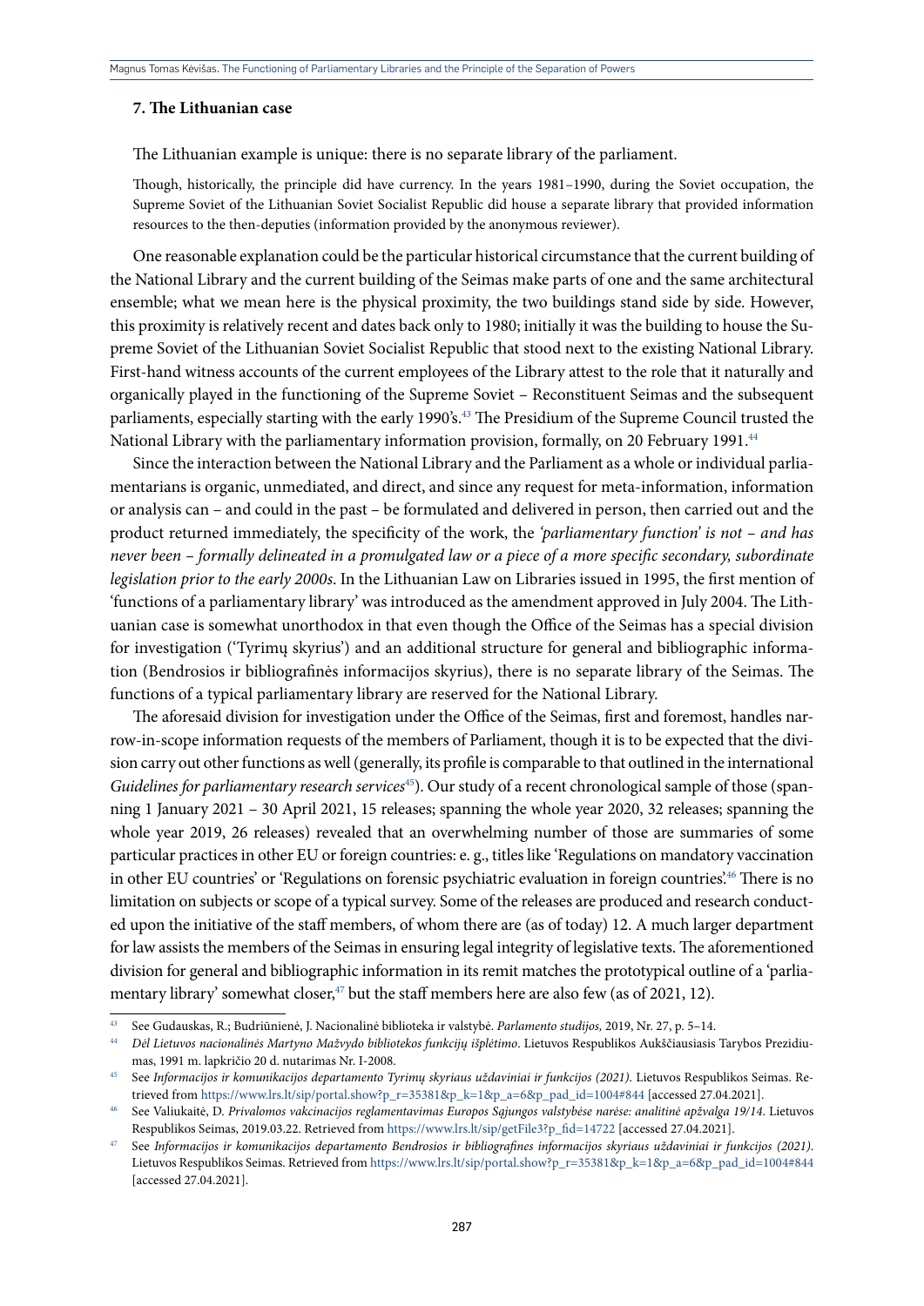### 7. The Lithuanian case

The Lithuanian example is unique: there is no separate library of the parliament.

Though, historically, the principle did have currency. In the years 1981–1990, during the Soviet occupation, the Supreme Soviet of the Lithuanian Soviet Socialist Republic did house a separate library that provided information resources to the then-deputies (information provided by the anonymous reviewer).

One reasonable explanation could be the particular historical circumstance that the current building of the National Library and the current building of the Seimas make parts of one and the same architectural ensemble; what we mean here is the physical proximity, the two buildings stand side by side. However, this proximity is relatively recent and dates back only to 1980; initially it was the building to house the Supreme Soviet of the Lithuanian Soviet Socialist Republic that stood next to the existing National Library. First-hand witness accounts of the current employees of the Library attest to the role that it naturally and organically played in the functioning of the Supreme Soviet – Reconstituent Seimas and the subsequent parliaments, especially starting with the early 1990's.[43] The Presidium of the Supreme Council trusted the National Library with the parliamentary information provision, formally, on 20 February 1991.[44]

Since the interaction between the National Library and the Parliament as a whole or individual parliamentarians is organic, unmediated, and direct, and since any request for meta-information, information or analysis can – and could in the past – be formulated and delivered in person, then carried out and the product returned immediately, the specificity of the work, the *'parliamentary function' is not – and has never been – formally delineated in a promulgated law or a piece of a more specific secondary, subordinate legislation prior to the early 2000s*. In the Lithuanian Law on Libraries issued in 1995, the first mention of 'functions of a parliamentary library' was introduced as the amendment approved in July 2004. The Lithuanian case is somewhat unorthodox in that even though the Office of the Seimas has a special division for investigation ('Tyrimų skyrius') and an additional structure for general and bibliographic information (Bendrosios ir bibliografinės informacijos skyrius), there is no separate library of the Seimas. The functions of a typical parliamentary library are reserved for the National Library.

The aforesaid division for investigation under the Office of the Seimas, first and foremost, handles narrow-in-scope information requests of the members of Parliament, though it is to be expected that the division carry out other functions as well (generally, its profile is comparable to that outlined in the international *Guidelines for parliamentary research services*[45]). Our study of a recent chronological sample of those (spanning 1 January 2021 – 30 April 2021, 15 releases; spanning the whole year 2020, 32 releases; spanning the whole year 2019, 26 releases) revealed that an overwhelming number of those are summaries of some particular practices in other EU or foreign countries: e. g., titles like 'Regulations on mandatory vaccination in other EU countries' or 'Regulations on forensic psychiatric evaluation in foreign countries'.[46] There is no limitation on subjects or scope of a typical survey. Some of the releases are produced and research conducted upon the initiative of the staff members, of whom there are (as of today) 12. A much larger department for law assists the members of the Seimas in ensuring legal integrity of legislative texts. The aforementioned division for general and bibliographic information in its remit matches the prototypical outline of a 'parliamentary library' somewhat closer,[47] but the staff members here are also few (as of 2021, 12).

---

[43] See Gudauskas, R.; Budriūnienė, J. Nacionalinė biblioteka ir valstybė. *Parlamento studijos,* 2019, Nr. 27, p. 5–14.

[44] *Dėl Lietuvos nacionalinės Martyno Mažvydo bibliotekos funkcijų išplėtimo*. Lietuvos Respublikos Aukščiausiasis Tarybos Prezidiumas, 1991 m. lapkričio 20 d. nutarimas Nr. I-2008.

[45] See *Informacijos ir komunikacijos departamento Tyrimų skyriaus uždaviniai ir funkcijos (2021)*. Lietuvos Respublikos Seimas. Retrieved from https://www.lrs.lt/sip/portal.show?p_r=35381&p_k=1&p_a=6&p_pad_id=1004#844 [accessed 27.04.2021].

[46] See Valiukaitė, D. *Privalomos vakcinacijos reglamentavimas Europos Sąjungos valstybėse narėse: analitinė apžvalga 19/14*. Lietuvos Respublikos Seimas, 2019.03.22. Retrieved from https://www.lrs.lt/sip/getFile3?p_fid=14722 [accessed 27.04.2021].

[47] See *Informacijos ir komunikacijos departamento Bendrosios ir bibliografinės informacijos skyriaus uždaviniai ir funkcijos (2021)*. Lietuvos Respublikos Seimas. Retrieved from https://www.lrs.lt/sip/portal.show?p_r=35381&p_k=1&p_a=6&p_pad_id=1004#844 [accessed 27.04.2021].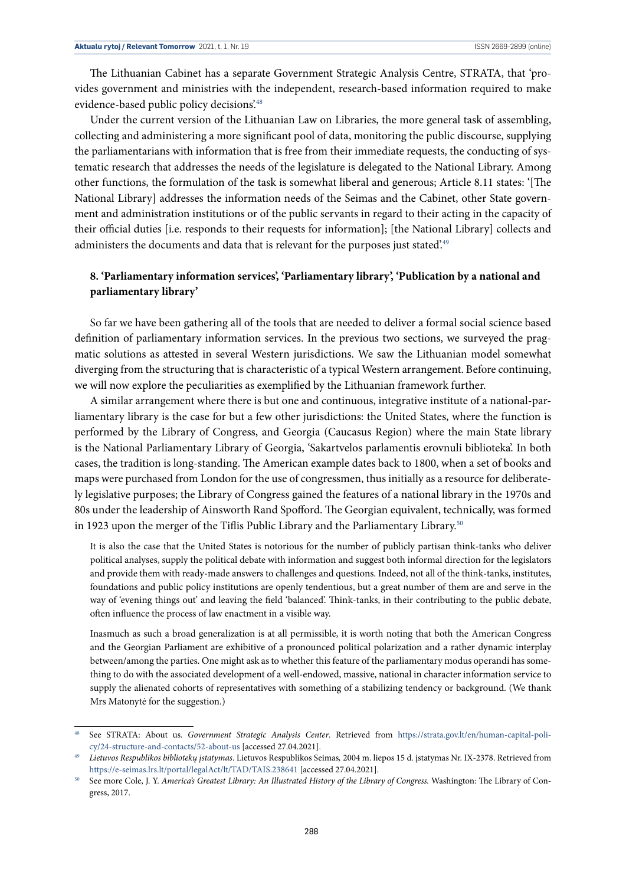The Lithuanian Cabinet has a separate Government Strategic Analysis Centre, STRATA, that 'provides government and ministries with the independent, research-based information required to make evidence-based public policy decisions'.[48]

Under the current version of the Lithuanian Law on Libraries, the more general task of assembling, collecting and administering a more significant pool of data, monitoring the public discourse, supplying the parliamentarians with information that is free from their immediate requests, the conducting of systematic research that addresses the needs of the legislature is delegated to the National Library. Among other functions, the formulation of the task is somewhat liberal and generous; Article 8.11 states: '[The National Library] addresses the information needs of the Seimas and the Cabinet, other State government and administration institutions or of the public servants in regard to their acting in the capacity of their official duties [i.e. responds to their requests for information]; [the National Library] collects and administers the documents and data that is relevant for the purposes just stated'.[49]

### 8. 'Parliamentary information services', 'Parliamentary library', 'Publication by a national and parliamentary library'

So far we have been gathering all of the tools that are needed to deliver a formal social science based definition of parliamentary information services. In the previous two sections, we surveyed the pragmatic solutions as attested in several Western jurisdictions. We saw the Lithuanian model somewhat diverging from the structuring that is characteristic of a typical Western arrangement. Before continuing, we will now explore the peculiarities as exemplified by the Lithuanian framework further.

A similar arrangement where there is but one and continuous, integrative institute of a national-parliamentary library is the case for but a few other jurisdictions: the United States, where the function is performed by the Library of Congress, and Georgia (Caucasus Region) where the main State library is the National Parliamentary Library of Georgia, 'Sakartvelos parlamentis erovnuli biblioteka'. In both cases, the tradition is long-standing. The American example dates back to 1800, when a set of books and maps were purchased from London for the use of congressmen, thus initially as a resource for deliberately legislative purposes; the Library of Congress gained the features of a national library in the 1970s and 80s under the leadership of Ainsworth Rand Spofford. The Georgian equivalent, technically, was formed in 1923 upon the merger of the Tiflis Public Library and the Parliamentary Library.[50]

> It is also the case that the United States is notorious for the number of publicly partisan think-tanks who deliver political analyses, supply the political debate with information and suggest both informal direction for the legislators and provide them with ready-made answers to challenges and questions. Indeed, not all of the think-tanks, institutes, foundations and public policy institutions are openly tendentious, but a great number of them are and serve in the way of 'evening things out' and leaving the field 'balanced'. Think-tanks, in their contributing to the public debate, often influence the process of law enactment in a visible way.
>
> Inasmuch as such a broad generalization is at all permissible, it is worth noting that both the American Congress and the Georgian Parliament are exhibitive of a pronounced political polarization and a rather dynamic interplay between/among the parties. One might ask as to whether this feature of the parliamentary modus operandi has something to do with the associated development of a well-endowed, massive, national in character information service to supply the alienated cohorts of representatives with something of a stabilizing tendency or background. (We thank Mrs Matonytė for the suggestion.)

---

[48] See STRATA: About us. *Government Strategic Analysis Center*. Retrieved from https://strata.gov.lt/en/human-capital-policy/24-structure-and-contacts/52-about-us [accessed 27.04.2021].

[49] *Lietuvos Respublikos bibliotekų įstatymas*. Lietuvos Respublikos Seimas, 2004 m. liepos 15 d. įstatymas Nr. IX-2378. Retrieved from https://e-seimas.lrs.lt/portal/legalAct/lt/TAD/TAIS.238641 [accessed 27.04.2021].

[50] See more Cole, J. Y. *America's Greatest Library: An Illustrated History of the Library of Congress*. Washington: The Library of Congress, 2017.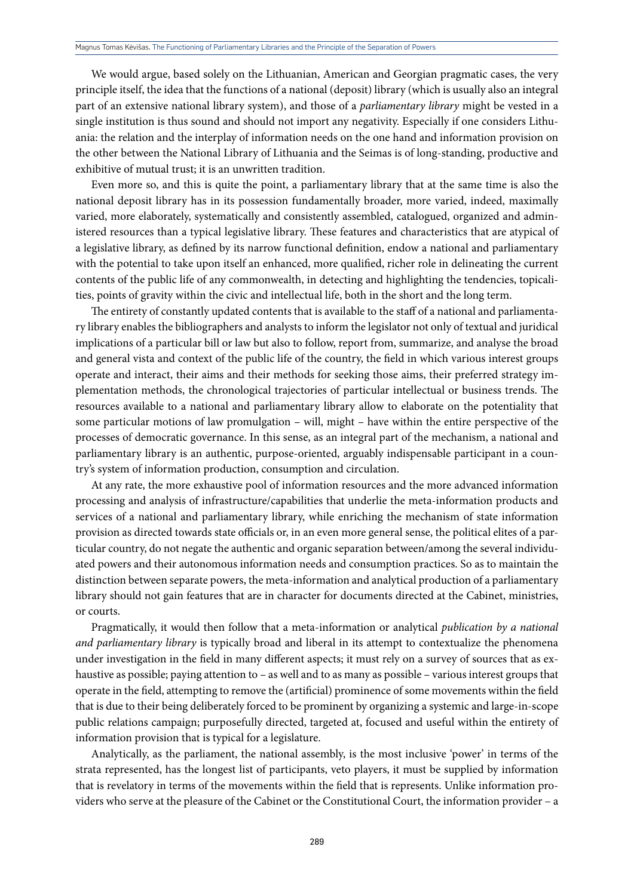We would argue, based solely on the Lithuanian, American and Georgian pragmatic cases, the very principle itself, the idea that the functions of a national (deposit) library (which is usually also an integral part of an extensive national library system), and those of a *parliamentary library* might be vested in a single institution is thus sound and should not import any negativity. Especially if one considers Lithuania: the relation and the interplay of information needs on the one hand and information provision on the other between the National Library of Lithuania and the Seimas is of long-standing, productive and exhibitive of mutual trust; it is an unwritten tradition.

Even more so, and this is quite the point, a parliamentary library that at the same time is also the national deposit library has in its possession fundamentally broader, more varied, indeed, maximally varied, more elaborately, systematically and consistently assembled, catalogued, organized and administered resources than a typical legislative library. These features and characteristics that are atypical of a legislative library, as defined by its narrow functional definition, endow a national and parliamentary with the potential to take upon itself an enhanced, more qualified, richer role in delineating the current contents of the public life of any commonwealth, in detecting and highlighting the tendencies, topicalities, points of gravity within the civic and intellectual life, both in the short and the long term.

The entirety of constantly updated contents that is available to the staff of a national and parliamentary library enables the bibliographers and analysts to inform the legislator not only of textual and juridical implications of a particular bill or law but also to follow, report from, summarize, and analyse the broad and general vista and context of the public life of the country, the field in which various interest groups operate and interact, their aims and their methods for seeking those aims, their preferred strategy implementation methods, the chronological trajectories of particular intellectual or business trends. The resources available to a national and parliamentary library allow to elaborate on the potentiality that some particular motions of law promulgation – will, might – have within the entire perspective of the processes of democratic governance. In this sense, as an integral part of the mechanism, a national and parliamentary library is an authentic, purpose-oriented, arguably indispensable participant in a country's system of information production, consumption and circulation.

At any rate, the more exhaustive pool of information resources and the more advanced information processing and analysis of infrastructure/capabilities that underlie the meta-information products and services of a national and parliamentary library, while enriching the mechanism of state information provision as directed towards state officials or, in an even more general sense, the political elites of a particular country, do not negate the authentic and organic separation between/among the several individuated powers and their autonomous information needs and consumption practices. So as to maintain the distinction between separate powers, the meta-information and analytical production of a parliamentary library should not gain features that are in character for documents directed at the Cabinet, ministries, or courts.

Pragmatically, it would then follow that a meta-information or analytical *publication by a national and parliamentary library* is typically broad and liberal in its attempt to contextualize the phenomena under investigation in the field in many different aspects; it must rely on a survey of sources that as exhaustive as possible; paying attention to – as well and to as many as possible – various interest groups that operate in the field, attempting to remove the (artificial) prominence of some movements within the field that is due to their being deliberately forced to be prominent by organizing a systemic and large-in-scope public relations campaign; purposefully directed, targeted at, focused and useful within the entirety of information provision that is typical for a legislature.

Analytically, as the parliament, the national assembly, is the most inclusive 'power' in terms of the strata represented, has the longest list of participants, veto players, it must be supplied by information that is revelatory in terms of the movements within the field that is represents. Unlike information providers who serve at the pleasure of the Cabinet or the Constitutional Court, the information provider – a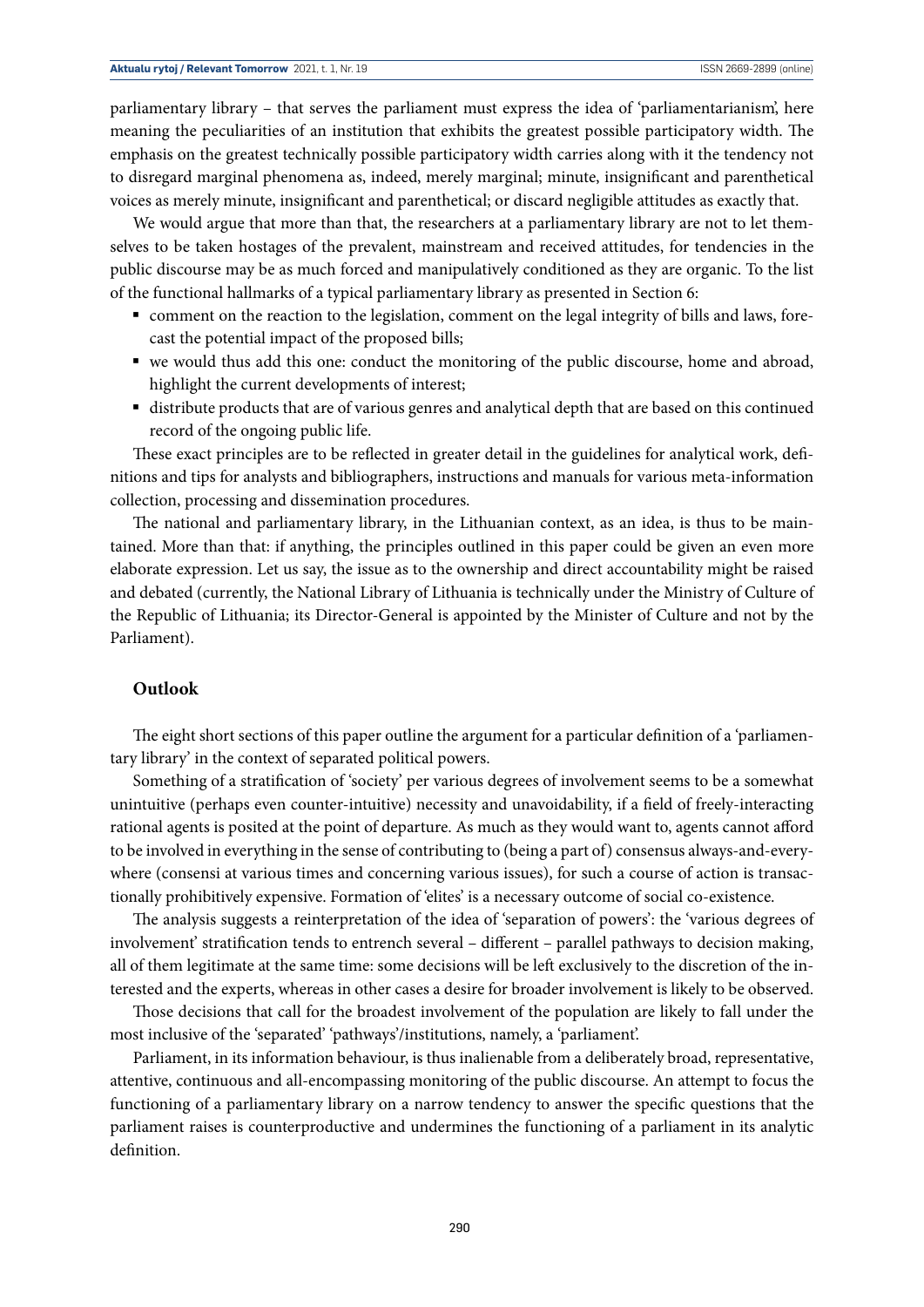parliamentary library – that serves the parliament must express the idea of 'parliamentarianism', here meaning the peculiarities of an institution that exhibits the greatest possible participatory width. The emphasis on the greatest technically possible participatory width carries along with it the tendency not to disregard marginal phenomena as, indeed, merely marginal; minute, insignificant and parenthetical voices as merely minute, insignificant and parenthetical; or discard negligible attitudes as exactly that.

We would argue that more than that, the researchers at a parliamentary library are not to let themselves to be taken hostages of the prevalent, mainstream and received attitudes, for tendencies in the public discourse may be as much forced and manipulatively conditioned as they are organic. To the list of the functional hallmarks of a typical parliamentary library as presented in Section 6:

- comment on the reaction to the legislation, comment on the legal integrity of bills and laws, forecast the potential impact of the proposed bills;
- we would thus add this one: conduct the monitoring of the public discourse, home and abroad, highlight the current developments of interest;
- distribute products that are of various genres and analytical depth that are based on this continued record of the ongoing public life.

These exact principles are to be reflected in greater detail in the guidelines for analytical work, definitions and tips for analysts and bibliographers, instructions and manuals for various meta-information collection, processing and dissemination procedures.

The national and parliamentary library, in the Lithuanian context, as an idea, is thus to be maintained. More than that: if anything, the principles outlined in this paper could be given an even more elaborate expression. Let us say, the issue as to the ownership and direct accountability might be raised and debated (currently, the National Library of Lithuania is technically under the Ministry of Culture of the Republic of Lithuania; its Director-General is appointed by the Minister of Culture and not by the Parliament).

## Outlook

The eight short sections of this paper outline the argument for a particular definition of a 'parliamentary library' in the context of separated political powers.

Something of a stratification of 'society' per various degrees of involvement seems to be a somewhat unintuitive (perhaps even counter-intuitive) necessity and unavoidability, if a field of freely-interacting rational agents is posited at the point of departure. As much as they would want to, agents cannot afford to be involved in everything in the sense of contributing to (being a part of) consensus always-and-everywhere (consensi at various times and concerning various issues), for such a course of action is transactionally prohibitively expensive. Formation of 'elites' is a necessary outcome of social co-existence.

The analysis suggests a reinterpretation of the idea of 'separation of powers': the 'various degrees of involvement' stratification tends to entrench several – different – parallel pathways to decision making, all of them legitimate at the same time: some decisions will be left exclusively to the discretion of the interested and the experts, whereas in other cases a desire for broader involvement is likely to be observed.

Those decisions that call for the broadest involvement of the population are likely to fall under the most inclusive of the 'separated' 'pathways'/institutions, namely, a 'parliament'.

Parliament, in its information behaviour, is thus inalienable from a deliberately broad, representative, attentive, continuous and all-encompassing monitoring of the public discourse. An attempt to focus the functioning of a parliamentary library on a narrow tendency to answer the specific questions that the parliament raises is counterproductive and undermines the functioning of a parliament in its analytic definition.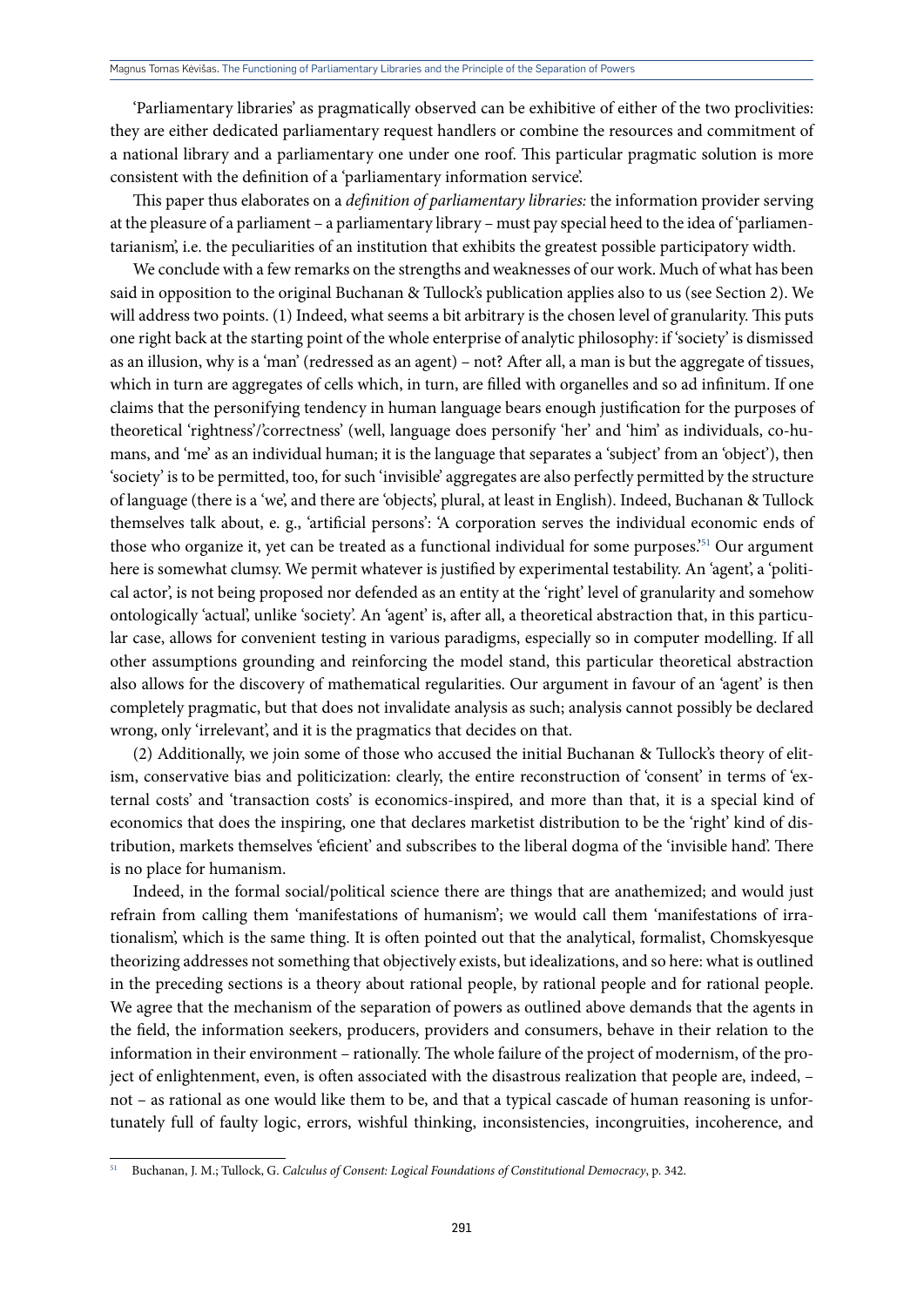'Parliamentary libraries' as pragmatically observed can be exhibitive of either of the two proclivities: they are either dedicated parliamentary request handlers or combine the resources and commitment of a national library and a parliamentary one under one roof. This particular pragmatic solution is more consistent with the definition of a 'parliamentary information service'.

This paper thus elaborates on a *definition of parliamentary libraries:* the information provider serving at the pleasure of a parliament – a parliamentary library – must pay special heed to the idea of 'parliamentarianism', i.e. the peculiarities of an institution that exhibits the greatest possible participatory width.

We conclude with a few remarks on the strengths and weaknesses of our work. Much of what has been said in opposition to the original Buchanan & Tullock's publication applies also to us (see Section 2). We will address two points. (1) Indeed, what seems a bit arbitrary is the chosen level of granularity. This puts one right back at the starting point of the whole enterprise of analytic philosophy: if 'society' is dismissed as an illusion, why is a 'man' (redressed as an agent) – not? After all, a man is but the aggregate of tissues, which in turn are aggregates of cells which, in turn, are filled with organelles and so ad infinitum. If one claims that the personifying tendency in human language bears enough justification for the purposes of theoretical 'rightness'/'correctness' (well, language does personify 'her' and 'him' as individuals, co-humans, and 'me' as an individual human; it is the language that separates a 'subject' from an 'object'), then 'society' is to be permitted, too, for such 'invisible' aggregates are also perfectly permitted by the structure of language (there is a 'we', and there are 'objects', plural, at least in English). Indeed, Buchanan & Tullock themselves talk about, e. g., 'artificial persons': 'A corporation serves the individual economic ends of those who organize it, yet can be treated as a functional individual for some purposes.'[51] Our argument here is somewhat clumsy. We permit whatever is justified by experimental testability. An 'agent', a 'political actor', is not being proposed nor defended as an entity at the 'right' level of granularity and somehow ontologically 'actual', unlike 'society'. An 'agent' is, after all, a theoretical abstraction that, in this particular case, allows for convenient testing in various paradigms, especially so in computer modelling. If all other assumptions grounding and reinforcing the model stand, this particular theoretical abstraction also allows for the discovery of mathematical regularities. Our argument in favour of an 'agent' is then completely pragmatic, but that does not invalidate analysis as such; analysis cannot possibly be declared wrong, only 'irrelevant', and it is the pragmatics that decides on that.

(2) Additionally, we join some of those who accused the initial Buchanan & Tullock's theory of elitism, conservative bias and politicization: clearly, the entire reconstruction of 'consent' in terms of 'external costs' and 'transaction costs' is economics-inspired, and more than that, it is a special kind of economics that does the inspiring, one that declares marketist distribution to be the 'right' kind of distribution, markets themselves 'eficient' and subscribes to the liberal dogma of the 'invisible hand'. There is no place for humanism.

Indeed, in the formal social/political science there are things that are anathemized; and would just refrain from calling them 'manifestations of humanism'; we would call them 'manifestations of irrationalism', which is the same thing. It is often pointed out that the analytical, formalist, Chomskyesque theorizing addresses not something that objectively exists, but idealizations, and so here: what is outlined in the preceding sections is a theory about rational people, by rational people and for rational people. We agree that the mechanism of the separation of powers as outlined above demands that the agents in the field, the information seekers, producers, providers and consumers, behave in their relation to the information in their environment – rationally. The whole failure of the project of modernism, of the project of enlightenment, even, is often associated with the disastrous realization that people are, indeed, – not – as rational as one would like them to be, and that a typical cascade of human reasoning is unfortunately full of faulty logic, errors, wishful thinking, inconsistencies, incongruities, incoherence, and

[51] Buchanan, J. M.; Tullock, G. *Calculus of Consent: Logical Foundations of Constitutional Democracy*, p. 342.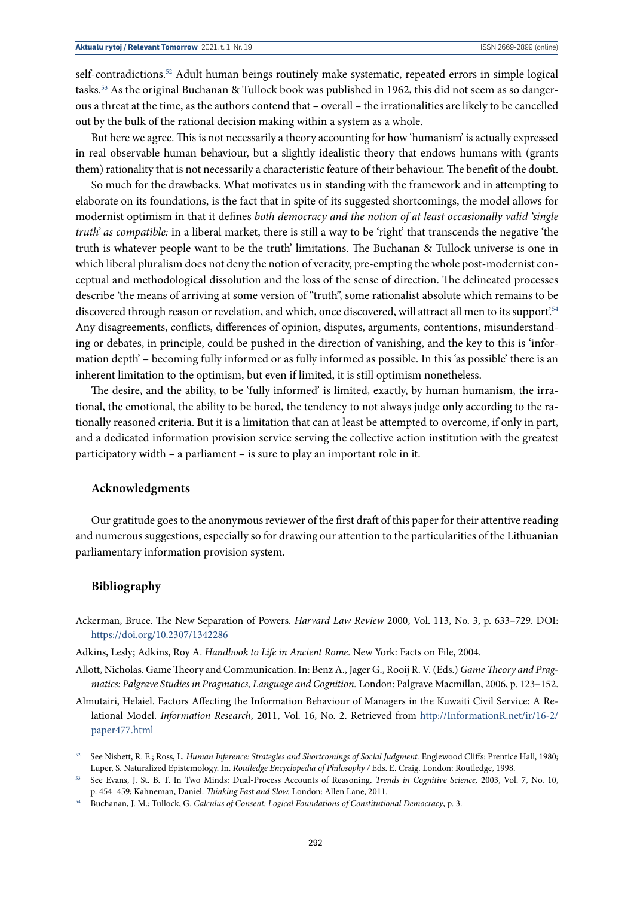self-contradictions.[52] Adult human beings routinely make systematic, repeated errors in simple logical tasks.[53] As the original Buchanan & Tullock book was published in 1962, this did not seem as so dangerous a threat at the time, as the authors contend that – overall – the irrationalities are likely to be cancelled out by the bulk of the rational decision making within a system as a whole.

But here we agree. This is not necessarily a theory accounting for how 'humanism' is actually expressed in real observable human behaviour, but a slightly idealistic theory that endows humans with (grants them) rationality that is not necessarily a characteristic feature of their behaviour. The benefit of the doubt.

So much for the drawbacks. What motivates us in standing with the framework and in attempting to elaborate on its foundations, is the fact that in spite of its suggested shortcomings, the model allows for modernist optimism in that it defines *both democracy and the notion of at least occasionally valid 'single truth' as compatible:* in a liberal market, there is still a way to be 'right' that transcends the negative 'the truth is whatever people want to be the truth' limitations. The Buchanan & Tullock universe is one in which liberal pluralism does not deny the notion of veracity, pre-empting the whole post-modernist conceptual and methodological dissolution and the loss of the sense of direction. The delineated processes describe 'the means of arriving at some version of "truth", some rationalist absolute which remains to be discovered through reason or revelation, and which, once discovered, will attract all men to its support'.[54] Any disagreements, conflicts, differences of opinion, disputes, arguments, contentions, misunderstanding or debates, in principle, could be pushed in the direction of vanishing, and the key to this is 'information depth' – becoming fully informed or as fully informed as possible. In this 'as possible' there is an inherent limitation to the optimism, but even if limited, it is still optimism nonetheless.

The desire, and the ability, to be 'fully informed' is limited, exactly, by human humanism, the irrational, the emotional, the ability to be bored, the tendency to not always judge only according to the rationally reasoned criteria. But it is a limitation that can at least be attempted to overcome, if only in part, and a dedicated information provision service serving the collective action institution with the greatest participatory width – a parliament – is sure to play an important role in it.

## Acknowledgments

Our gratitude goes to the anonymous reviewer of the first draft of this paper for their attentive reading and numerous suggestions, especially so for drawing our attention to the particularities of the Lithuanian parliamentary information provision system.

## Bibliography

Ackerman, Bruce. The New Separation of Powers. *Harvard Law Review* 2000, Vol. 113, No. 3, p. 633–729. DOI: https://doi.org/10.2307/1342286

Adkins, Lesly; Adkins, Roy A. *Handbook to Life in Ancient Rome.* New York: Facts on File, 2004.

Allott, Nicholas. Game Theory and Communication. In: Benz A., Jager G., Rooij R. V. (Eds.) *Game Theory and Pragmatics: Palgrave Studies in Pragmatics, Language and Cognition.* London: Palgrave Macmillan, 2006, p. 123–152.

Almutairi, Helaiel. Factors Affecting the Information Behaviour of Managers in the Kuwaiti Civil Service: A Relational Model. *Information Research*, 2011, Vol. 16, No. 2. Retrieved from http://InformationR.net/ir/16-2/paper477.html

---

[52] See Nisbett, R. E.; Ross, L. *Human Inference: Strategies and Shortcomings of Social Judgment.* Englewood Cliffs: Prentice Hall, 1980; Luper, S. Naturalized Epistemology. In. *Routledge Encyclopedia of Philosophy* / Eds. E. Craig. London: Routledge, 1998.

[53] See Evans, J. St. B. T. In Two Minds: Dual-Process Accounts of Reasoning. *Trends in Cognitive Science,* 2003, Vol. 7, No. 10, p. 454–459; Kahneman, Daniel. *Thinking Fast and Slow.* London: Allen Lane, 2011.

[54] Buchanan, J. M.; Tullock, G. *Calculus of Consent: Logical Foundations of Constitutional Democracy*, p. 3.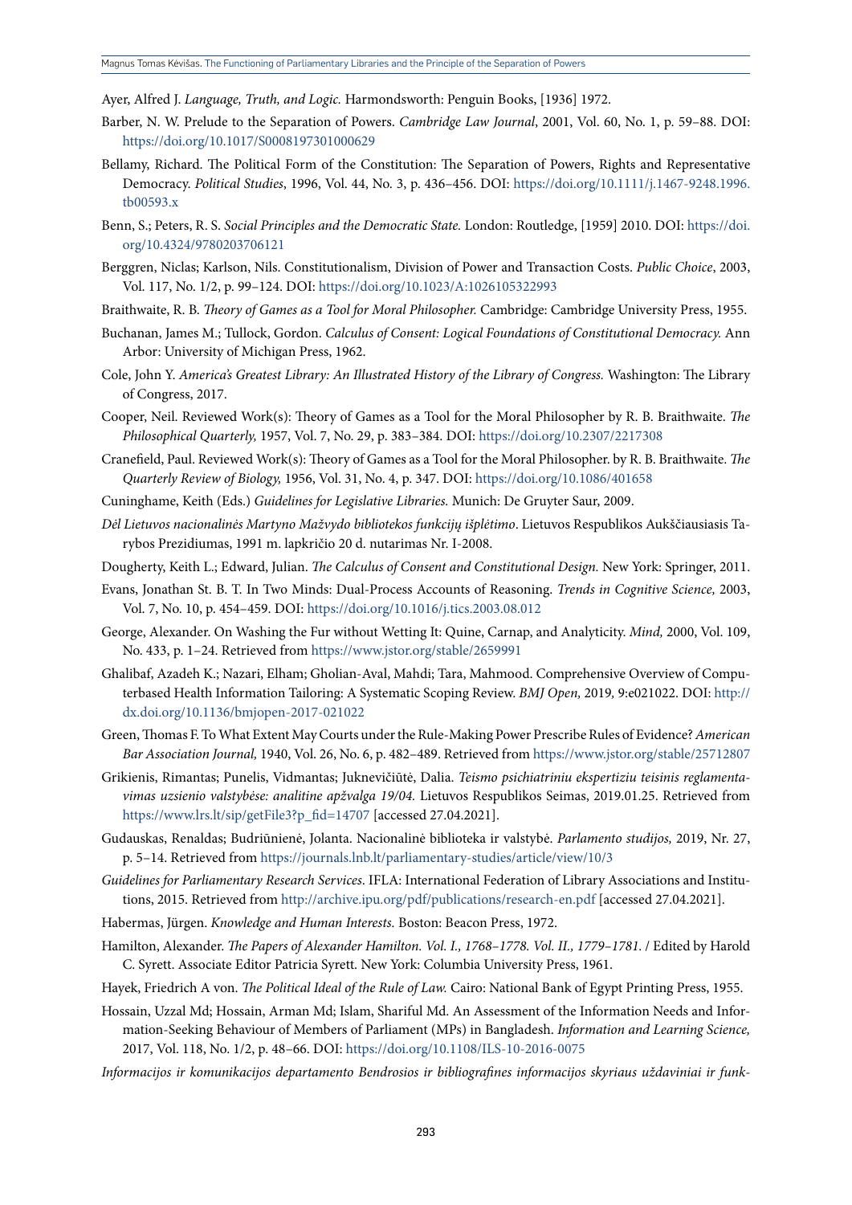Ayer, Alfred J. *Language, Truth, and Logic.* Harmondsworth: Penguin Books, [1936] 1972.

Barber, N. W. Prelude to the Separation of Powers. *Cambridge Law Journal*, 2001, Vol. 60, No. 1, p. 59–88. DOI: https://doi.org/10.1017/S0008197301000629

Bellamy, Richard. The Political Form of the Constitution: The Separation of Powers, Rights and Representative Democracy. *Political Studies*, 1996, Vol. 44, No. 3, p. 436–456. DOI: https://doi.org/10.1111/j.1467-9248.1996.tb00593.x

Benn, S.; Peters, R. S. *Social Principles and the Democratic State.* London: Routledge, [1959] 2010. DOI: https://doi.org/10.4324/9780203706121

Berggren, Niclas; Karlson, Nils. Constitutionalism, Division of Power and Transaction Costs. *Public Choice*, 2003, Vol. 117, No. 1/2, p. 99–124. DOI: https://doi.org/10.1023/A:1026105322993

Braithwaite, R. B. *Theory of Games as a Tool for Moral Philosopher.* Cambridge: Cambridge University Press, 1955.

Buchanan, James M.; Tullock, Gordon. *Calculus of Consent: Logical Foundations of Constitutional Democracy.* Ann Arbor: University of Michigan Press, 1962.

Cole, John Y. *America's Greatest Library: An Illustrated History of the Library of Congress.* Washington: The Library of Congress, 2017.

Cooper, Neil. Reviewed Work(s): Theory of Games as a Tool for the Moral Philosopher by R. B. Braithwaite. *The Philosophical Quarterly,* 1957, Vol. 7, No. 29, p. 383–384. DOI: https://doi.org/10.2307/2217308

Cranefield, Paul. Reviewed Work(s): Theory of Games as a Tool for the Moral Philosopher. by R. B. Braithwaite. *The Quarterly Review of Biology,* 1956, Vol. 31, No. 4, p. 347. DOI: https://doi.org/10.1086/401658

Cuninghame, Keith (Eds.) *Guidelines for Legislative Libraries.* Munich: De Gruyter Saur, 2009.

*Dėl Lietuvos nacionalinės Martyno Mažvydo bibliotekos funkcijų išplėtimo*. Lietuvos Respublikos Aukščiausiasis Tarybos Prezidiumas, 1991 m. lapkričio 20 d. nutarimas Nr. I-2008.

Dougherty, Keith L.; Edward, Julian. *The Calculus of Consent and Constitutional Design.* New York: Springer, 2011.

Evans, Jonathan St. B. T. In Two Minds: Dual-Process Accounts of Reasoning. *Trends in Cognitive Science,* 2003, Vol. 7, No. 10, p. 454–459. DOI: https://doi.org/10.1016/j.tics.2003.08.012

George, Alexander. On Washing the Fur without Wetting It: Quine, Carnap, and Analyticity. *Mind,* 2000, Vol. 109, No. 433, p. 1–24. Retrieved from https://www.jstor.org/stable/2659991

Ghalibaf, Azadeh K.; Nazari, Elham; Gholian-Aval, Mahdi; Tara, Mahmood. Comprehensive Overview of Computerbased Health Information Tailoring: A Systematic Scoping Review. *BMJ Open,* 2019*,* 9:e021022. DOI: http://dx.doi.org/10.1136/bmjopen-2017-021022

Green, Thomas F. To What Extent May Courts under the Rule-Making Power Prescribe Rules of Evidence? *American Bar Association Journal,* 1940, Vol. 26, No. 6, p. 482–489. Retrieved from https://www.jstor.org/stable/25712807

Grikienis, Rimantas; Punelis, Vidmantas; Juknevičiūtė, Dalia. *Teismo psichiatriniu ekspertiziu teisinis reglamentavimas uzsienio valstybėse: analitine apžvalga 19/04.* Lietuvos Respublikos Seimas, 2019.01.25. Retrieved from https://www.lrs.lt/sip/getFile3?p_fid=14707 [accessed 27.04.2021].

Gudauskas, Renaldas; Budriūnienė, Jolanta. Nacionalinė biblioteka ir valstybė. *Parlamento studijos,* 2019, Nr. 27, p. 5–14. Retrieved from https://journals.lnb.lt/parliamentary-studies/article/view/10/3

*Guidelines for Parliamentary Research Services*. IFLA: International Federation of Library Associations and Institutions, 2015. Retrieved from http://archive.ipu.org/pdf/publications/research-en.pdf [accessed 27.04.2021].

Habermas, Jürgen. *Knowledge and Human Interests.* Boston: Beacon Press, 1972.

Hamilton, Alexander. *The Papers of Alexander Hamilton. Vol. I., 1768–1778. Vol. II., 1779–1781.* / Edited by Harold C. Syrett. Associate Editor Patricia Syrett. New York: Columbia University Press, 1961.

Hayek, Friedrich A von. *The Political Ideal of the Rule of Law.* Cairo: National Bank of Egypt Printing Press, 1955.

Hossain, Uzzal Md; Hossain, Arman Md; Islam, Shariful Md. An Assessment of the Information Needs and Information-Seeking Behaviour of Members of Parliament (MPs) in Bangladesh. *Information and Learning Science,* 2017, Vol. 118, No. 1/2, p. 48–66. DOI: https://doi.org/10.1108/ILS-10-2016-0075

*Informacijos ir komunikacijos departamento Bendrosios ir bibliografines informacijos skyriaus uždaviniai ir funk-*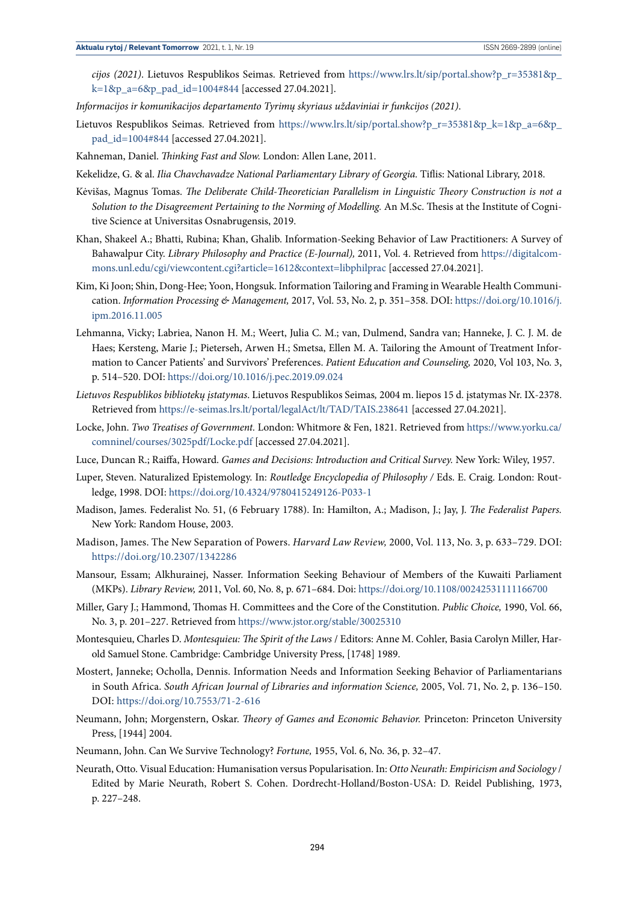*cijos (2021)*. Lietuvos Respublikos Seimas. Retrieved from https://www.lrs.lt/sip/portal.show?p_r=35381&p_k=1&p_a=6&p_pad_id=1004#844 [accessed 27.04.2021].

*Informacijos ir komunikacijos departamento Tyrimų skyriaus uždaviniai ir funkcijos (2021)*.

Lietuvos Respublikos Seimas. Retrieved from https://www.lrs.lt/sip/portal.show?p_r=35381&p_k=1&p_a=6&p_pad_id=1004#844 [accessed 27.04.2021].

Kahneman, Daniel. *Thinking Fast and Slow.* London: Allen Lane, 2011.

Kekelidze, G. & al. *Ilia Chavchavadze National Parliamentary Library of Georgia.* Tiflis: National Library, 2018.

Kėvišas, Magnus Tomas. *The Deliberate Child-Theoretician Parallelism in Linguistic Theory Construction is not a Solution to the Disagreement Pertaining to the Norming of Modelling.* An M.Sc. Thesis at the Institute of Cognitive Science at Universitas Osnabrugensis, 2019.

Khan, Shakeel A.; Bhatti, Rubina; Khan, Ghalib. Information-Seeking Behavior of Law Practitioners: A Survey of Bahawalpur City. *Library Philosophy and Practice (E-Journal),* 2011, Vol. 4. Retrieved from https://digitalcommons.unl.edu/cgi/viewcontent.cgi?article=1612&context=libphilprac [accessed 27.04.2021].

Kim, Ki Joon; Shin, Dong-Hee; Yoon, Hongsuk. Information Tailoring and Framing in Wearable Health Communication. *Information Processing & Management,* 2017, Vol. 53, No. 2, p. 351–358. DOI: https://doi.org/10.1016/j.ipm.2016.11.005

Lehmanna, Vicky; Labriea, Nanon H. M.; Weert, Julia C. M.; van, Dulmend, Sandra van; Hanneke, J. C. J. M. de Haes; Kersteng, Marie J.; Pieterseh, Arwen H.; Smetsa, Ellen M. A. Tailoring the Amount of Treatment Information to Cancer Patients' and Survivors' Preferences. *Patient Education and Counseling,* 2020, Vol 103, No. 3, p. 514–520. DOI: https://doi.org/10.1016/j.pec.2019.09.024

*Lietuvos Respublikos bibliotekų įstatymas*. Lietuvos Respublikos Seimas, 2004 m. liepos 15 d. įstatymas Nr. IX-2378. Retrieved from https://e-seimas.lrs.lt/portal/legalAct/lt/TAD/TAIS.238641 [accessed 27.04.2021].

Locke, John. *Two Treatises of Government.* London: Whitmore & Fen, 1821. Retrieved from https://www.yorku.ca/comninel/courses/3025pdf/Locke.pdf [accessed 27.04.2021].

Luce, Duncan R.; Raiffa, Howard. *Games and Decisions: Introduction and Critical Survey.* New York: Wiley, 1957.

Luper, Steven. Naturalized Epistemology. In: *Routledge Encyclopedia of Philosophy* / Eds. E. Craig. London: Routledge, 1998. DOI: https://doi.org/10.4324/9780415249126-P033-1

Madison, James. Federalist No. 51, (6 February 1788). In: Hamilton, A.; Madison, J.; Jay, J. *The Federalist Papers.* New York: Random House, 2003.

Madison, James. The New Separation of Powers. *Harvard Law Review,* 2000, Vol. 113, No. 3, p. 633–729. DOI: https://doi.org/10.2307/1342286

Mansour, Essam; Alkhurainej, Nasser. Information Seeking Behaviour of Members of the Kuwaiti Parliament (MKPs). *Library Review,* 2011, Vol. 60, No. 8, p. 671–684. Doi: https://doi.org/10.1108/00242531111166700

Miller, Gary J.; Hammond, Thomas H. Committees and the Core of the Constitution. *Public Choice,* 1990, Vol. 66, No. 3, p. 201–227. Retrieved from https://www.jstor.org/stable/30025310

Montesquieu, Charles D. *Montesquieu: The Spirit of the Laws* / Editors: Anne M. Cohler, Basia Carolyn Miller, Harold Samuel Stone. Cambridge: Cambridge University Press, [1748] 1989.

Mostert, Janneke; Ocholla, Dennis. Information Needs and Information Seeking Behavior of Parliamentarians in South Africa. *South African Journal of Libraries and information Science,* 2005, Vol. 71, No. 2, p. 136–150. DOI: https://doi.org/10.7553/71-2-616

Neumann, John; Morgenstern, Oskar. *Theory of Games and Economic Behavior.* Princeton: Princeton University Press, [1944] 2004.

Neumann, John. Can We Survive Technology? *Fortune,* 1955, Vol. 6, No. 36, p. 32–47.

Neurath, Otto. Visual Education: Humanisation versus Popularisation. In: *Otto Neurath: Empiricism and Sociology* / Edited by Marie Neurath, Robert S. Cohen. Dordrecht-Holland/Boston-USA: D. Reidel Publishing, 1973, p. 227–248.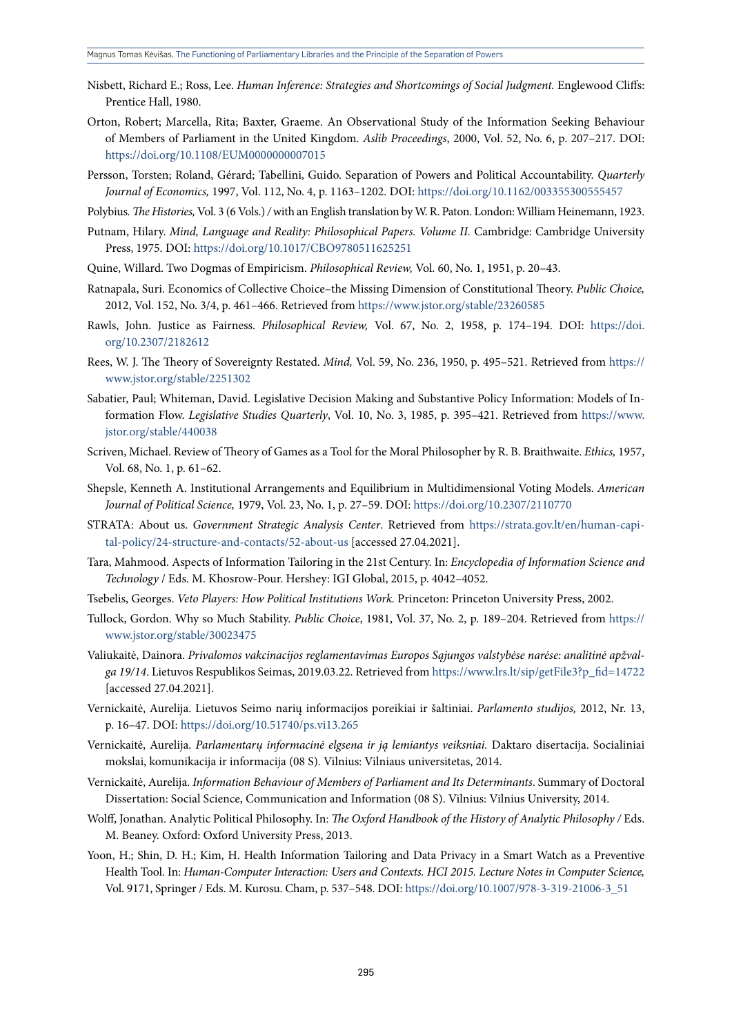Nisbett, Richard E.; Ross, Lee. *Human Inference: Strategies and Shortcomings of Social Judgment.* Englewood Cliffs: Prentice Hall, 1980.

Orton, Robert; Marcella, Rita; Baxter, Graeme. An Observational Study of the Information Seeking Behaviour of Members of Parliament in the United Kingdom. *Aslib Proceedings*, 2000, Vol. 52, No. 6, p. 207–217. DOI: https://doi.org/10.1108/EUM0000000007015

Persson, Torsten; Roland, Gérard; Tabellini, Guido. Separation of Powers and Political Accountability. *Quarterly Journal of Economics,* 1997, Vol. 112, No. 4, p. 1163–1202. DOI: https://doi.org/10.1162/003355300555457

Polybius. *The Histories,* Vol. 3 (6 Vols.) / with an English translation by W. R. Paton. London: William Heinemann, 1923.

Putnam, Hilary. *Mind, Language and Reality: Philosophical Papers. Volume II.* Cambridge: Cambridge University Press, 1975. DOI: https://doi.org/10.1017/CBO9780511625251

Quine, Willard. Two Dogmas of Empiricism. *Philosophical Review,* Vol. 60, No. 1, 1951, p. 20–43.

Ratnapala, Suri. Economics of Collective Choice–the Missing Dimension of Constitutional Theory. *Public Choice,* 2012, Vol. 152, No. 3/4, p. 461–466. Retrieved from https://www.jstor.org/stable/23260585

Rawls, John. Justice as Fairness. *Philosophical Review,* Vol. 67, No. 2, 1958, p. 174–194. DOI: https://doi.org/10.2307/2182612

Rees, W. J. The Theory of Sovereignty Restated. *Mind,* Vol. 59, No. 236, 1950, p. 495–521. Retrieved from https://www.jstor.org/stable/2251302

Sabatier, Paul; Whiteman, David. Legislative Decision Making and Substantive Policy Information: Models of Information Flow. *Legislative Studies Quarterly*, Vol. 10, No. 3, 1985, p. 395–421. Retrieved from https://www.jstor.org/stable/440038

Scriven, Michael. Review of Theory of Games as a Tool for the Moral Philosopher by R. B. Braithwaite. *Ethics,* 1957, Vol. 68, No. 1, p. 61–62.

Shepsle, Kenneth A. Institutional Arrangements and Equilibrium in Multidimensional Voting Models. *American Journal of Political Science,* 1979, Vol. 23, No. 1, p. 27–59. DOI: https://doi.org/10.2307/2110770

STRATA: About us. *Government Strategic Analysis Center*. Retrieved from https://strata.gov.lt/en/human-capital-policy/24-structure-and-contacts/52-about-us [accessed 27.04.2021].

Tara, Mahmood. Aspects of Information Tailoring in the 21st Century. In: *Encyclopedia of Information Science and Technology* / Eds. M. Khosrow-Pour. Hershey: IGI Global, 2015, p. 4042–4052.

Tsebelis, Georges. *Veto Players: How Political Institutions Work.* Princeton: Princeton University Press, 2002.

Tullock, Gordon. Why so Much Stability. *Public Choice*, 1981, Vol. 37, No. 2, p. 189–204. Retrieved from https://www.jstor.org/stable/30023475

Valiukaitė, Dainora. *Privalomos vakcinacijos reglamentavimas Europos Sąjungos valstybėse narėse: analitinė apžvalga 19/14*. Lietuvos Respublikos Seimas, 2019.03.22. Retrieved from https://www.lrs.lt/sip/getFile3?p_fid=14722 [accessed 27.04.2021].

Vernickaitė, Aurelija. Lietuvos Seimo narių informacijos poreikiai ir šaltiniai. *Parlamento studijos,* 2012, Nr. 13, p. 16–47. DOI: https://doi.org/10.51740/ps.vi13.265

Vernickaitė, Aurelija. *Parlamentarų informacinė elgsena ir ją lemiantys veiksniai.* Daktaro disertacija. Socialiniai mokslai, komunikacija ir informacija (08 S). Vilnius: Vilniaus universitetas, 2014.

Vernickaitė, Aurelija. *Information Behaviour of Members of Parliament and Its Determinants*. Summary of Doctoral Dissertation: Social Science, Communication and Information (08 S). Vilnius: Vilnius University, 2014.

Wolff, Jonathan. Analytic Political Philosophy. In: *The Oxford Handbook of the History of Analytic Philosophy* / Eds. M. Beaney. Oxford: Oxford University Press, 2013.

Yoon, H.; Shin, D. H.; Kim, H. Health Information Tailoring and Data Privacy in a Smart Watch as a Preventive Health Tool. In: *Human-Computer Interaction: Users and Contexts. HCI 2015. Lecture Notes in Computer Science,* Vol. 9171, Springer / Eds. M. Kurosu. Cham, p. 537–548. DOI: https://doi.org/10.1007/978-3-319-21006-3_51